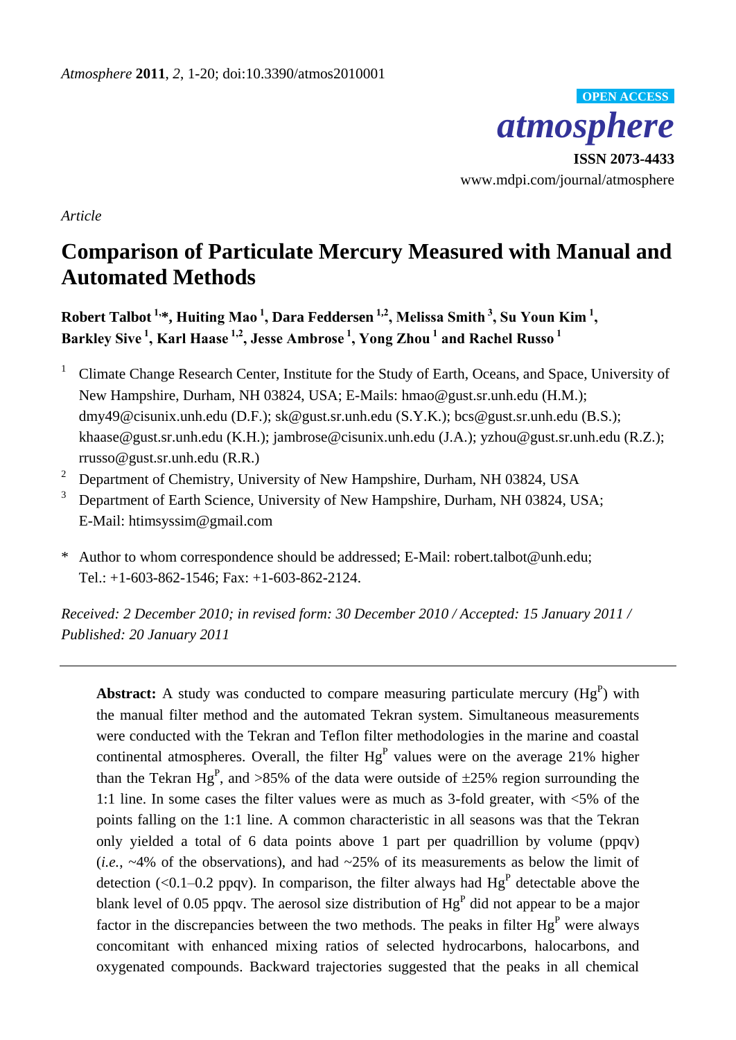*Atmosphere* **2011**, *2*, 1-20; doi:10.3390/atmos2010001

OPEN ACCESS

***atmosphere***

**ISSN 2073-4433**

www.mdpi.com/journal/atmosphere

*Article*

# Comparison of Particulate Mercury Measured with Manual and Automated Methods

**Robert Talbot [1,*], Huiting Mao [1], Dara Feddersen [1,2], Melissa Smith [3], Su Youn Kim [1], Barkley Sive [1], Karl Haase [1,2], Jesse Ambrose [1], Yong Zhou [1] and Rachel Russo [1]**

[1] Climate Change Research Center, Institute for the Study of Earth, Oceans, and Space, University of New Hampshire, Durham, NH 03824, USA; E-Mails: hmao@gust.sr.unh.edu (H.M.); dmy49@cisunix.unh.edu (D.F.); sk@gust.sr.unh.edu (S.Y.K.); bcs@gust.sr.unh.edu (B.S.); khaase@gust.sr.unh.edu (K.H.); jambrose@cisunix.unh.edu (J.A.); yzhou@gust.sr.unh.edu (R.Z.); rrusso@gust.sr.unh.edu (R.R.)

[2] Department of Chemistry, University of New Hampshire, Durham, NH 03824, USA

[3] Department of Earth Science, University of New Hampshire, Durham, NH 03824, USA; E-Mail: htimsyssim@gmail.com

\* Author to whom correspondence should be addressed; E-Mail: robert.talbot@unh.edu; Tel.: +1-603-862-1546; Fax: +1-603-862-2124.

*Received: 2 December 2010; in revised form: 30 December 2010 / Accepted: 15 January 2011 / Published: 20 January 2011*

---

**Abstract:** A study was conducted to compare measuring particulate mercury ($Hg^P$) with the manual filter method and the automated Tekran system. Simultaneous measurements were conducted with the Tekran and Teflon filter methodologies in the marine and coastal continental atmospheres. Overall, the filter $Hg^P$ values were on the average 21% higher than the Tekran $Hg^P$, and >85% of the data were outside of ±25% region surrounding the 1:1 line. In some cases the filter values were as much as 3-fold greater, with <5% of the points falling on the 1:1 line. A common characteristic in all seasons was that the Tekran only yielded a total of 6 data points above 1 part per quadrillion by volume (ppqv) (*i.e.*, ~4% of the observations), and had ~25% of its measurements as below the limit of detection (<0.1–0.2 ppqv). In comparison, the filter always had $Hg^P$ detectable above the blank level of 0.05 ppqv. The aerosol size distribution of $Hg^P$ did not appear to be a major factor in the discrepancies between the two methods. The peaks in filter $Hg^P$ were always concomitant with enhanced mixing ratios of selected hydrocarbons, halocarbons, and oxygenated compounds. Backward trajectories suggested that the peaks in all chemical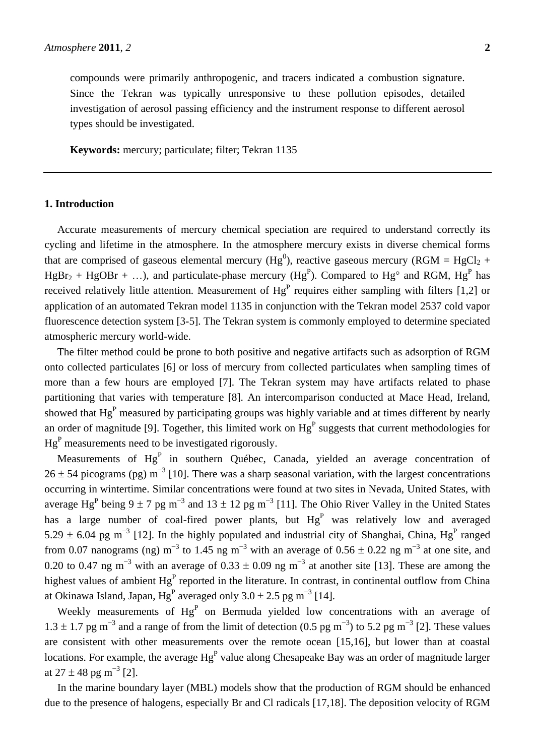compounds were primarily anthropogenic, and tracers indicated a combustion signature. Since the Tekran was typically unresponsive to these pollution episodes, detailed investigation of aerosol passing efficiency and the instrument response to different aerosol types should be investigated.

**Keywords:** mercury; particulate; filter; Tekran 1135

## 1. Introduction

Accurate measurements of mercury chemical speciation are required to understand correctly its cycling and lifetime in the atmosphere. In the atmosphere mercury exists in diverse chemical forms that are comprised of gaseous elemental mercury ($Hg^0$), reactive gaseous mercury (RGM = $HgCl_2$ + $HgBr_2$ + HgOBr + …), and particulate-phase mercury ($Hg^P$). Compared to Hg° and RGM, $Hg^P$ has received relatively little attention. Measurement of $Hg^P$ requires either sampling with filters [1,2] or application of an automated Tekran model 1135 in conjunction with the Tekran model 2537 cold vapor fluorescence detection system [3-5]. The Tekran system is commonly employed to determine speciated atmospheric mercury world-wide.

The filter method could be prone to both positive and negative artifacts such as adsorption of RGM onto collected particulates [6] or loss of mercury from collected particulates when sampling times of more than a few hours are employed [7]. The Tekran system may have artifacts related to phase partitioning that varies with temperature [8]. An intercomparison conducted at Mace Head, Ireland, showed that $Hg^P$ measured by participating groups was highly variable and at times different by nearly an order of magnitude [9]. Together, this limited work on $Hg^P$ suggests that current methodologies for $Hg^P$ measurements need to be investigated rigorously.

Measurements of $Hg^P$ in southern Québec, Canada, yielded an average concentration of $26 \pm 54$ picograms (pg) $m^{-3}$ [10]. There was a sharp seasonal variation, with the largest concentrations occurring in wintertime. Similar concentrations were found at two sites in Nevada, United States, with average $Hg^P$ being $9 \pm 7$ pg $m^{-3}$ and $13 \pm 12$ pg $m^{-3}$ [11]. The Ohio River Valley in the United States has a large number of coal-fired power plants, but $Hg^P$ was relatively low and averaged $5.29 \pm 6.04$ pg $m^{-3}$ [12]. In the highly populated and industrial city of Shanghai, China, $Hg^P$ ranged from 0.07 nanograms (ng) $m^{-3}$ to 1.45 ng $m^{-3}$ with an average of $0.56 \pm 0.22$ ng $m^{-3}$ at one site, and 0.20 to 0.47 ng $m^{-3}$ with an average of $0.33 \pm 0.09$ ng $m^{-3}$ at another site [13]. These are among the highest values of ambient $Hg^P$ reported in the literature. In contrast, in continental outflow from China at Okinawa Island, Japan, $Hg^P$ averaged only $3.0 \pm 2.5$ pg $m^{-3}$ [14].

Weekly measurements of $Hg^P$ on Bermuda yielded low concentrations with an average of $1.3 \pm 1.7$ pg $m^{-3}$ and a range of from the limit of detection (0.5 pg $m^{-3}$) to 5.2 pg $m^{-3}$ [2]. These values are consistent with other measurements over the remote ocean [15,16], but lower than at coastal locations. For example, the average $Hg^P$ value along Chesapeake Bay was an order of magnitude larger at $27 \pm 48$ pg $m^{-3}$ [2].

In the marine boundary layer (MBL) models show that the production of RGM should be enhanced due to the presence of halogens, especially Br and Cl radicals [17,18]. The deposition velocity of RGM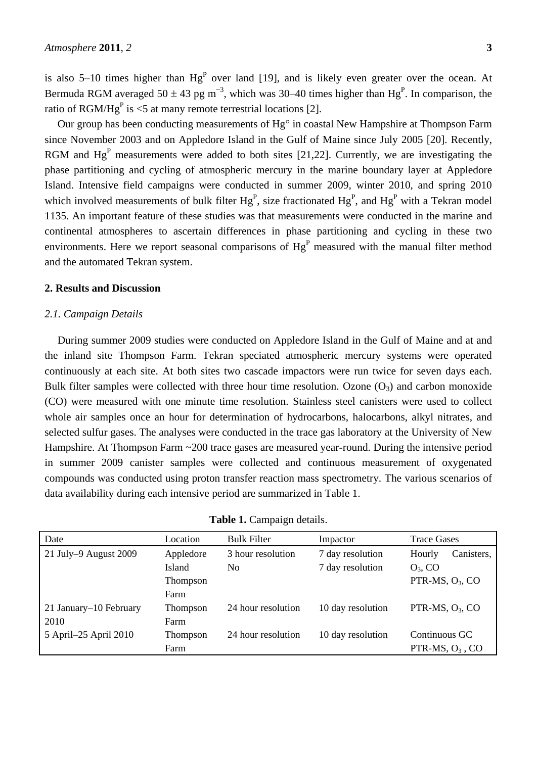is also 5–10 times higher than $Hg^P$ over land [19], and is likely even greater over the ocean. At Bermuda RGM averaged 50 ± 43 pg $m^{-3}$, which was 30–40 times higher than $Hg^P$. In comparison, the ratio of RGM/$Hg^P$ is <5 at many remote terrestrial locations [2].

Our group has been conducting measurements of Hg° in coastal New Hampshire at Thompson Farm since November 2003 and on Appledore Island in the Gulf of Maine since July 2005 [20]. Recently, RGM and $Hg^P$ measurements were added to both sites [21,22]. Currently, we are investigating the phase partitioning and cycling of atmospheric mercury in the marine boundary layer at Appledore Island. Intensive field campaigns were conducted in summer 2009, winter 2010, and spring 2010 which involved measurements of bulk filter $Hg^P$, size fractionated $Hg^P$, and $Hg^P$ with a Tekran model 1135. An important feature of these studies was that measurements were conducted in the marine and continental atmospheres to ascertain differences in phase partitioning and cycling in these two environments. Here we report seasonal comparisons of $Hg^P$ measured with the manual filter method and the automated Tekran system.

## 2. Results and Discussion

### *2.1. Campaign Details*

During summer 2009 studies were conducted on Appledore Island in the Gulf of Maine and at and the inland site Thompson Farm. Tekran speciated atmospheric mercury systems were operated continuously at each site. At both sites two cascade impactors were run twice for seven days each. Bulk filter samples were collected with three hour time resolution. Ozone ($O_3$) and carbon monoxide (CO) were measured with one minute time resolution. Stainless steel canisters were used to collect whole air samples once an hour for determination of hydrocarbons, halocarbons, alkyl nitrates, and selected sulfur gases. The analyses were conducted in the trace gas laboratory at the University of New Hampshire. At Thompson Farm ~200 trace gases are measured year-round. During the intensive period in summer 2009 canister samples were collected and continuous measurement of oxygenated compounds was conducted using proton transfer reaction mass spectrometry. The various scenarios of data availability during each intensive period are summarized in Table 1.

**Table 1.** Campaign details.

| Date | Location | Bulk Filter | Impactor | Trace Gases |
|---|---|---|---|---|
| 21 July–9 August 2009 | Appledore Island | 3 hour resolution | 7 day resolution | Hourly Canisters, $O_3$, CO |
| | Thompson Farm | No | 7 day resolution | PTR-MS, $O_3$, CO |
| 21 January–10 February 2010 | Thompson Farm | 24 hour resolution | 10 day resolution | PTR-MS, $O_3$, CO |
| 5 April–25 April 2010 | Thompson Farm | 24 hour resolution | 10 day resolution | Continuous GC PTR-MS, $O_3$, CO |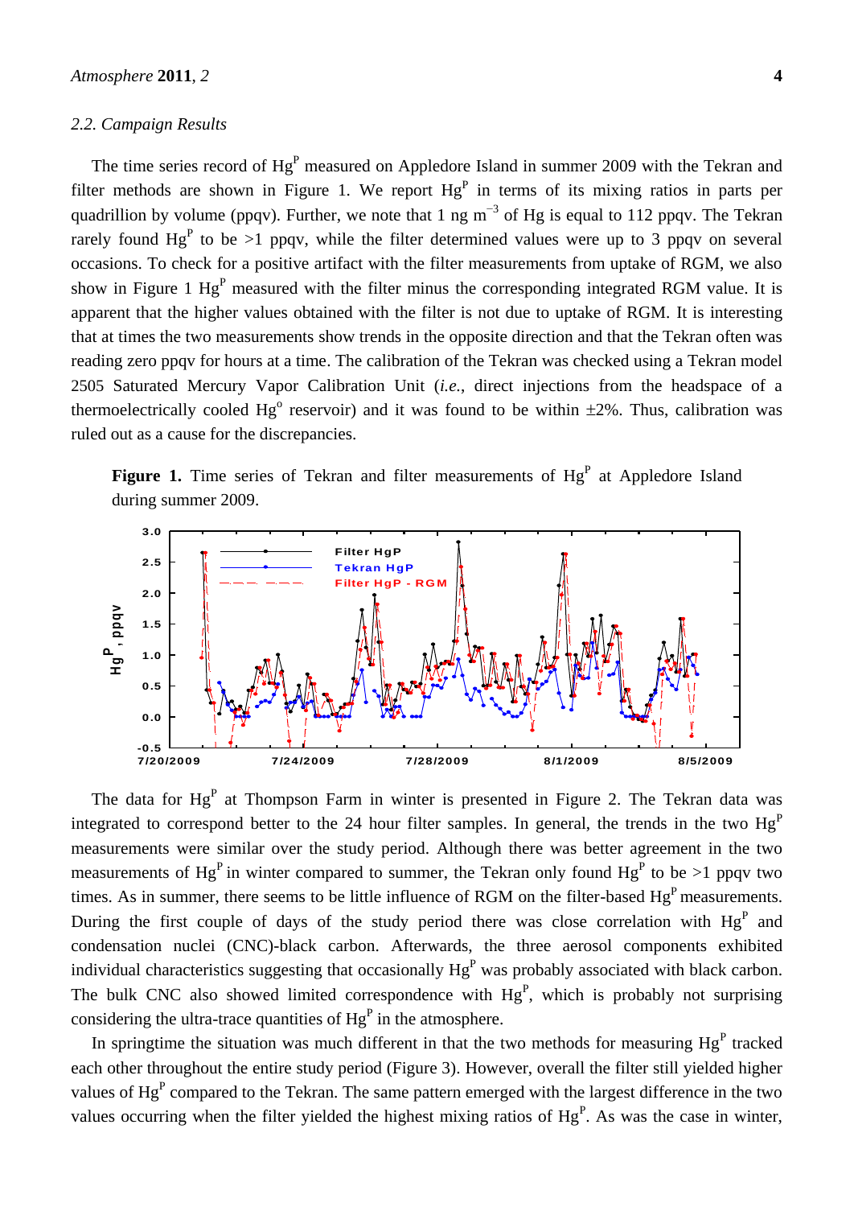### 2.2. Campaign Results

The time series record of $Hg^P$ measured on Appledore Island in summer 2009 with the Tekran and filter methods are shown in Figure 1. We report $Hg^P$ in terms of its mixing ratios in parts per quadrillion by volume (ppqv). Further, we note that 1 ng $m^{-3}$ of Hg is equal to 112 ppqv. The Tekran rarely found $Hg^P$ to be >1 ppqv, while the filter determined values were up to 3 ppqv on several occasions. To check for a positive artifact with the filter measurements from uptake of RGM, we also show in Figure 1 $Hg^P$ measured with the filter minus the corresponding integrated RGM value. It is apparent that the higher values obtained with the filter is not due to uptake of RGM. It is interesting that at times the two measurements show trends in the opposite direction and that the Tekran often was reading zero ppqv for hours at a time. The calibration of the Tekran was checked using a Tekran model 2505 Saturated Mercury Vapor Calibration Unit (*i.e.*, direct injections from the headspace of a thermoelectrically cooled $Hg^o$ reservoir) and it was found to be within ±2%. Thus, calibration was ruled out as a cause for the discrepancies.

**Figure 1.** Time series of Tekran and filter measurements of $Hg^P$ at Appledore Island during summer 2009.

The data for $Hg^P$ at Thompson Farm in winter is presented in Figure 2. The Tekran data was integrated to correspond better to the 24 hour filter samples. In general, the trends in the two $Hg^P$ measurements were similar over the study period. Although there was better agreement in the two measurements of $Hg^P$ in winter compared to summer, the Tekran only found $Hg^P$ to be >1 ppqv two times. As in summer, there seems to be little influence of RGM on the filter-based $Hg^P$ measurements. During the first couple of days of the study period there was close correlation with $Hg^P$ and condensation nuclei (CNC)-black carbon. Afterwards, the three aerosol components exhibited individual characteristics suggesting that occasionally $Hg^P$ was probably associated with black carbon. The bulk CNC also showed limited correspondence with $Hg^P$, which is probably not surprising considering the ultra-trace quantities of $Hg^P$ in the atmosphere.

In springtime the situation was much different in that the two methods for measuring $Hg^P$ tracked each other throughout the entire study period (Figure 3). However, overall the filter still yielded higher values of $Hg^P$ compared to the Tekran. The same pattern emerged with the largest difference in the two values occurring when the filter yielded the highest mixing ratios of $Hg^P$. As was the case in winter,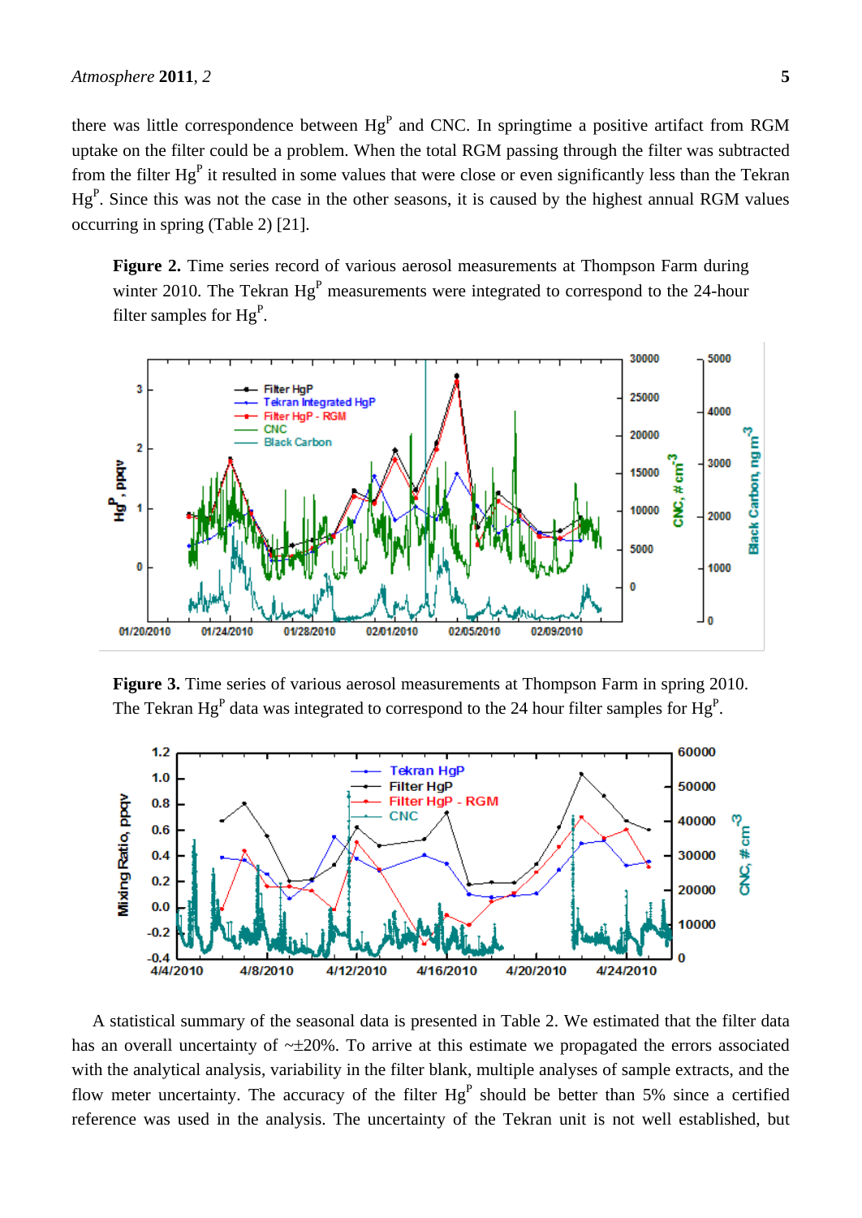there was little correspondence between $Hg^P$ and CNC. In springtime a positive artifact from RGM uptake on the filter could be a problem. When the total RGM passing through the filter was subtracted from the filter $Hg^P$ it resulted in some values that were close or even significantly less than the Tekran $Hg^P$. Since this was not the case in the other seasons, it is caused by the highest annual RGM values occurring in spring (Table 2) [21].

**Figure 2.** Time series record of various aerosol measurements at Thompson Farm during winter 2010. The Tekran $Hg^P$ measurements were integrated to correspond to the 24-hour filter samples for $Hg^P$.

**Figure 3.** Time series of various aerosol measurements at Thompson Farm in spring 2010. The Tekran $Hg^P$ data was integrated to correspond to the 24 hour filter samples for $Hg^P$.

A statistical summary of the seasonal data is presented in Table 2. We estimated that the filter data has an overall uncertainty of ~±20%. To arrive at this estimate we propagated the errors associated with the analytical analysis, variability in the filter blank, multiple analyses of sample extracts, and the flow meter uncertainty. The accuracy of the filter $Hg^P$ should be better than 5% since a certified reference was used in the analysis. The uncertainty of the Tekran unit is not well established, but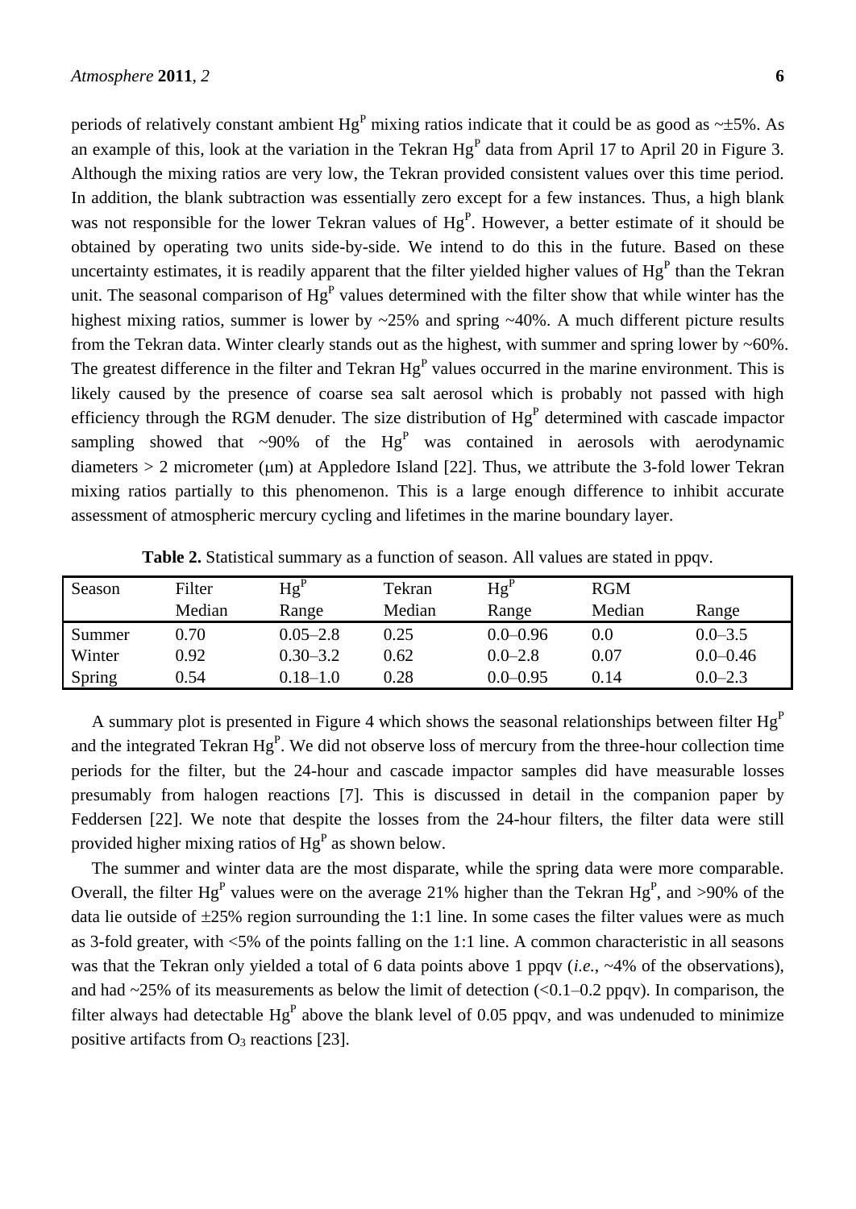periods of relatively constant ambient $Hg^P$ mixing ratios indicate that it could be as good as ~±5%. As an example of this, look at the variation in the Tekran $Hg^P$ data from April 17 to April 20 in Figure 3. Although the mixing ratios are very low, the Tekran provided consistent values over this time period. In addition, the blank subtraction was essentially zero except for a few instances. Thus, a high blank was not responsible for the lower Tekran values of $Hg^P$. However, a better estimate of it should be obtained by operating two units side-by-side. We intend to do this in the future. Based on these uncertainty estimates, it is readily apparent that the filter yielded higher values of $Hg^P$ than the Tekran unit. The seasonal comparison of $Hg^P$ values determined with the filter show that while winter has the highest mixing ratios, summer is lower by ~25% and spring ~40%. A much different picture results from the Tekran data. Winter clearly stands out as the highest, with summer and spring lower by ~60%. The greatest difference in the filter and Tekran $Hg^P$ values occurred in the marine environment. This is likely caused by the presence of coarse sea salt aerosol which is probably not passed with high efficiency through the RGM denuder. The size distribution of $Hg^P$ determined with cascade impactor sampling showed that ~90% of the $Hg^P$ was contained in aerosols with aerodynamic diameters > 2 micrometer (μm) at Appledore Island [22]. Thus, we attribute the 3-fold lower Tekran mixing ratios partially to this phenomenon. This is a large enough difference to inhibit accurate assessment of atmospheric mercury cycling and lifetimes in the marine boundary layer.

**Table 2.** Statistical summary as a function of season. All values are stated in ppqv.

| Season | Filter Median | $Hg^P$ Range | Tekran Median | $Hg^P$ Range | RGM Median | Range |
|---|---|---|---|---|---|---|
| Summer | 0.70 | 0.05–2.8 | 0.25 | 0.0–0.96 | 0.0 | 0.0–3.5 |
| Winter | 0.92 | 0.30–3.2 | 0.62 | 0.0–2.8 | 0.07 | 0.0–0.46 |
| Spring | 0.54 | 0.18–1.0 | 0.28 | 0.0–0.95 | 0.14 | 0.0–2.3 |

A summary plot is presented in Figure 4 which shows the seasonal relationships between filter $Hg^P$ and the integrated Tekran $Hg^P$. We did not observe loss of mercury from the three-hour collection time periods for the filter, but the 24-hour and cascade impactor samples did have measurable losses presumably from halogen reactions [7]. This is discussed in detail in the companion paper by Feddersen [22]. We note that despite the losses from the 24-hour filters, the filter data were still provided higher mixing ratios of $Hg^P$ as shown below.

The summer and winter data are the most disparate, while the spring data were more comparable. Overall, the filter $Hg^P$ values were on the average 21% higher than the Tekran $Hg^P$, and >90% of the data lie outside of ±25% region surrounding the 1:1 line. In some cases the filter values were as much as 3-fold greater, with <5% of the points falling on the 1:1 line. A common characteristic in all seasons was that the Tekran only yielded a total of 6 data points above 1 ppqv (*i.e.*, ~4% of the observations), and had ~25% of its measurements as below the limit of detection (<0.1–0.2 ppqv). In comparison, the filter always had detectable $Hg^P$ above the blank level of 0.05 ppqv, and was undenuded to minimize positive artifacts from $O_3$ reactions [23].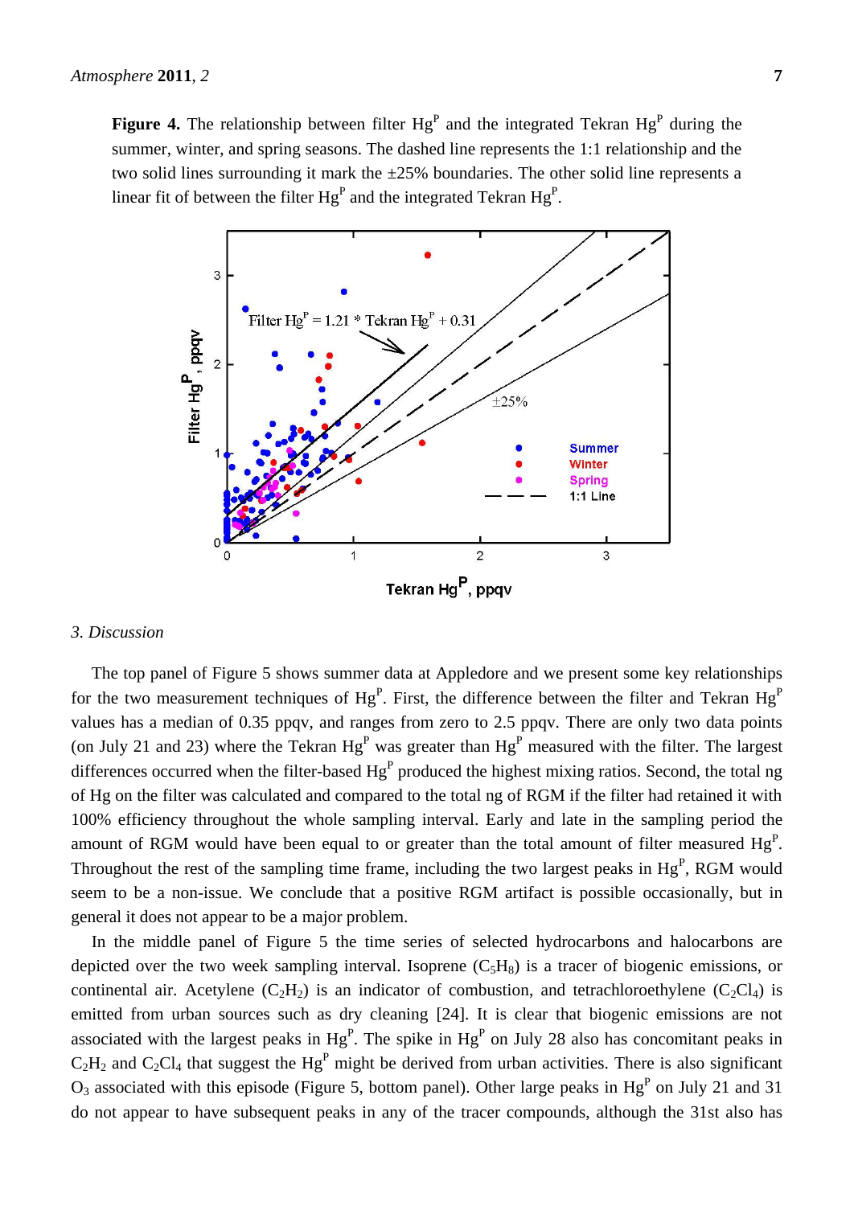**Figure 4.** The relationship between filter $Hg^P$ and the integrated Tekran $Hg^P$ during the summer, winter, and spring seasons. The dashed line represents the 1:1 relationship and the two solid lines surrounding it mark the ±25% boundaries. The other solid line represents a linear fit of between the filter $Hg^P$ and the integrated Tekran $Hg^P$.

## 3. Discussion

The top panel of Figure 5 shows summer data at Appledore and we present some key relationships for the two measurement techniques of $Hg^P$. First, the difference between the filter and Tekran $Hg^P$ values has a median of 0.35 ppqv, and ranges from zero to 2.5 ppqv. There are only two data points (on July 21 and 23) where the Tekran $Hg^P$ was greater than $Hg^P$ measured with the filter. The largest differences occurred when the filter-based $Hg^P$ produced the highest mixing ratios. Second, the total ng of Hg on the filter was calculated and compared to the total ng of RGM if the filter had retained it with 100% efficiency throughout the whole sampling interval. Early and late in the sampling period the amount of RGM would have been equal to or greater than the total amount of filter measured $Hg^P$. Throughout the rest of the sampling time frame, including the two largest peaks in $Hg^P$, RGM would seem to be a non-issue. We conclude that a positive RGM artifact is possible occasionally, but in general it does not appear to be a major problem.

In the middle panel of Figure 5 the time series of selected hydrocarbons and halocarbons are depicted over the two week sampling interval. Isoprene ($C_5H_8$) is a tracer of biogenic emissions, or continental air. Acetylene ($C_2H_2$) is an indicator of combustion, and tetrachloroethylene ($C_2Cl_4$) is emitted from urban sources such as dry cleaning [24]. It is clear that biogenic emissions are not associated with the largest peaks in $Hg^P$. The spike in $Hg^P$ on July 28 also has concomitant peaks in $C_2H_2$ and $C_2Cl_4$ that suggest the $Hg^P$ might be derived from urban activities. There is also significant $O_3$ associated with this episode (Figure 5, bottom panel). Other large peaks in $Hg^P$ on July 21 and 31 do not appear to have subsequent peaks in any of the tracer compounds, although the 31st also has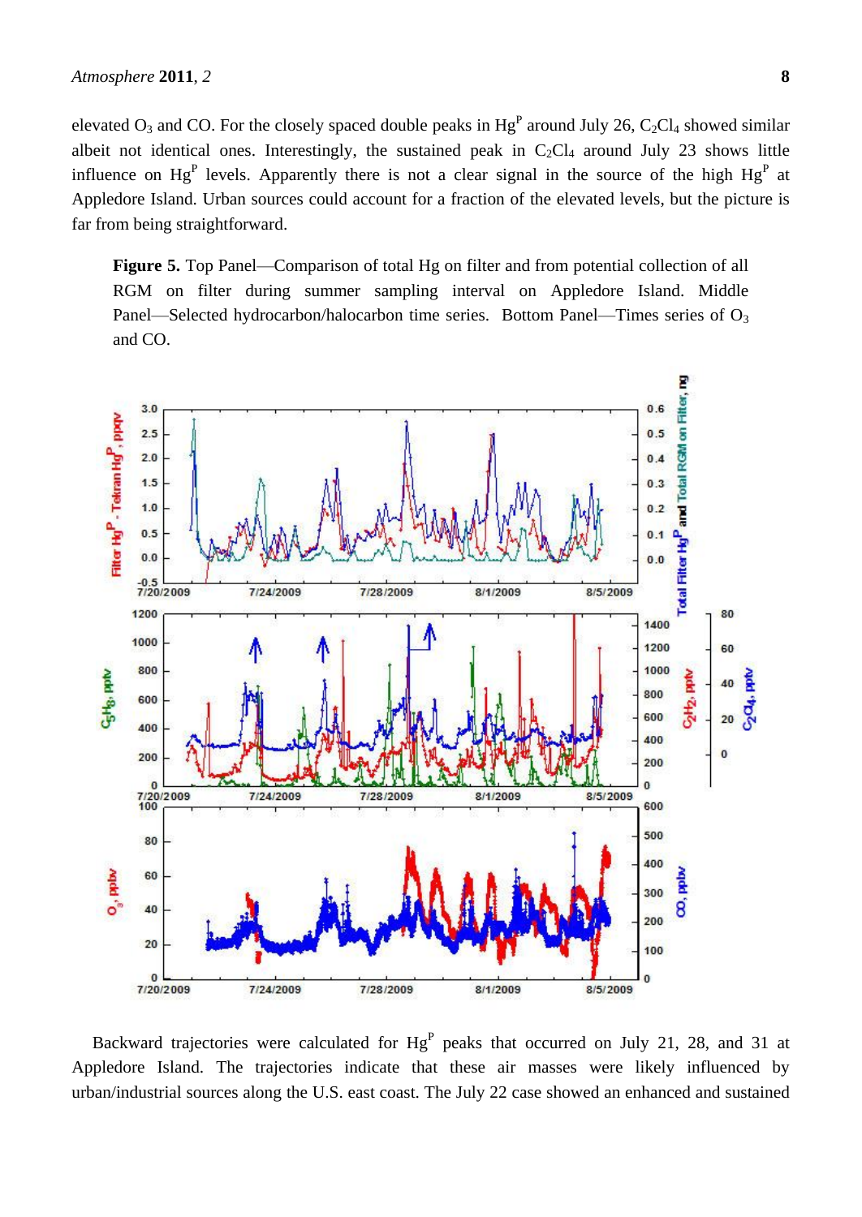elevated $O_3$ and CO. For the closely spaced double peaks in $Hg^P$ around July 26, $C_2Cl_4$ showed similar albeit not identical ones. Interestingly, the sustained peak in $C_2Cl_4$ around July 23 shows little influence on $Hg^P$ levels. Apparently there is not a clear signal in the source of the high $Hg^P$ at Appledore Island. Urban sources could account for a fraction of the elevated levels, but the picture is far from being straightforward.

**Figure 5.** Top Panel—Comparison of total Hg on filter and from potential collection of all RGM on filter during summer sampling interval on Appledore Island. Middle Panel—Selected hydrocarbon/halocarbon time series. Bottom Panel—Times series of $O_3$ and CO.

Backward trajectories were calculated for $Hg^P$ peaks that occurred on July 21, 28, and 31 at Appledore Island. The trajectories indicate that these air masses were likely influenced by urban/industrial sources along the U.S. east coast. The July 22 case showed an enhanced and sustained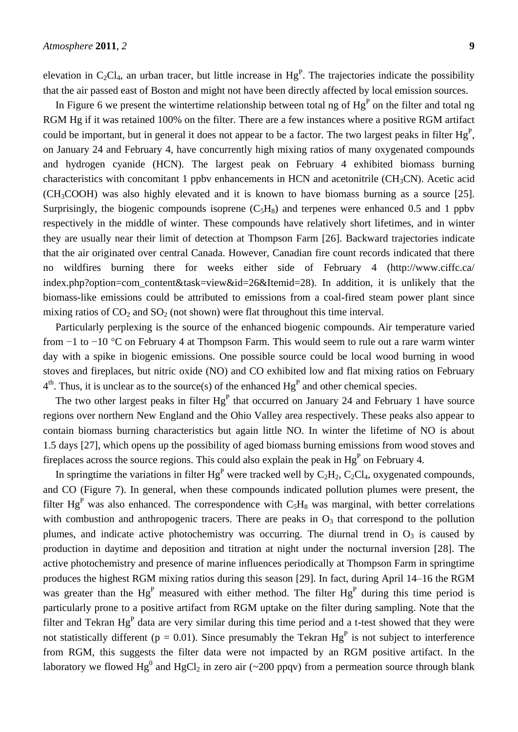elevation in $C_2Cl_4$, an urban tracer, but little increase in $Hg^P$. The trajectories indicate the possibility that the air passed east of Boston and might not have been directly affected by local emission sources.

In Figure 6 we present the wintertime relationship between total ng of $Hg^P$ on the filter and total ng RGM Hg if it was retained 100% on the filter. There are a few instances where a positive RGM artifact could be important, but in general it does not appear to be a factor. The two largest peaks in filter $Hg^P$, on January 24 and February 4, have concurrently high mixing ratios of many oxygenated compounds and hydrogen cyanide (HCN). The largest peak on February 4 exhibited biomass burning characteristics with concomitant 1 ppbv enhancements in HCN and acetonitrile ($CH_3CN$). Acetic acid ($CH_3COOH$) was also highly elevated and it is known to have biomass burning as a source [25]. Surprisingly, the biogenic compounds isoprene ($C_5H_8$) and terpenes were enhanced 0.5 and 1 ppbv respectively in the middle of winter. These compounds have relatively short lifetimes, and in winter they are usually near their limit of detection at Thompson Farm [26]. Backward trajectories indicate that the air originated over central Canada. However, Canadian fire count records indicated that there no wildfires burning there for weeks either side of February 4 (http://www.ciffc.ca/index.php?option=com_content&task=view&id=26&Itemid=28). In addition, it is unlikely that the biomass-like emissions could be attributed to emissions from a coal-fired steam power plant since mixing ratios of $CO_2$ and $SO_2$ (not shown) were flat throughout this time interval.

Particularly perplexing is the source of the enhanced biogenic compounds. Air temperature varied from −1 to −10 °C on February 4 at Thompson Farm. This would seem to rule out a rare warm winter day with a spike in biogenic emissions. One possible source could be local wood burning in wood stoves and fireplaces, but nitric oxide (NO) and CO exhibited low and flat mixing ratios on February 4th. Thus, it is unclear as to the source(s) of the enhanced $Hg^P$ and other chemical species.

The two other largest peaks in filter $Hg^P$ that occurred on January 24 and February 1 have source regions over northern New England and the Ohio Valley area respectively. These peaks also appear to contain biomass burning characteristics but again little NO. In winter the lifetime of NO is about 1.5 days [27], which opens up the possibility of aged biomass burning emissions from wood stoves and fireplaces across the source regions. This could also explain the peak in $Hg^P$ on February 4.

In springtime the variations in filter $Hg^P$ were tracked well by $C_2H_2$, $C_2Cl_4$, oxygenated compounds, and CO (Figure 7). In general, when these compounds indicated pollution plumes were present, the filter $Hg^P$ was also enhanced. The correspondence with $C_5H_8$ was marginal, with better correlations with combustion and anthropogenic tracers. There are peaks in $O_3$ that correspond to the pollution plumes, and indicate active photochemistry was occurring. The diurnal trend in $O_3$ is caused by production in daytime and deposition and titration at night under the nocturnal inversion [28]. The active photochemistry and presence of marine influences periodically at Thompson Farm in springtime produces the highest RGM mixing ratios during this season [29]. In fact, during April 14–16 the RGM was greater than the $Hg^P$ measured with either method. The filter $Hg^P$ during this time period is particularly prone to a positive artifact from RGM uptake on the filter during sampling. Note that the filter and Tekran $Hg^P$ data are very similar during this time period and a t-test showed that they were not statistically different ($p = 0.01$). Since presumably the Tekran $Hg^P$ is not subject to interference from RGM, this suggests the filter data were not impacted by an RGM positive artifact. In the laboratory we flowed $Hg^0$ and $HgCl_2$ in zero air (~200 ppqv) from a permeation source through blank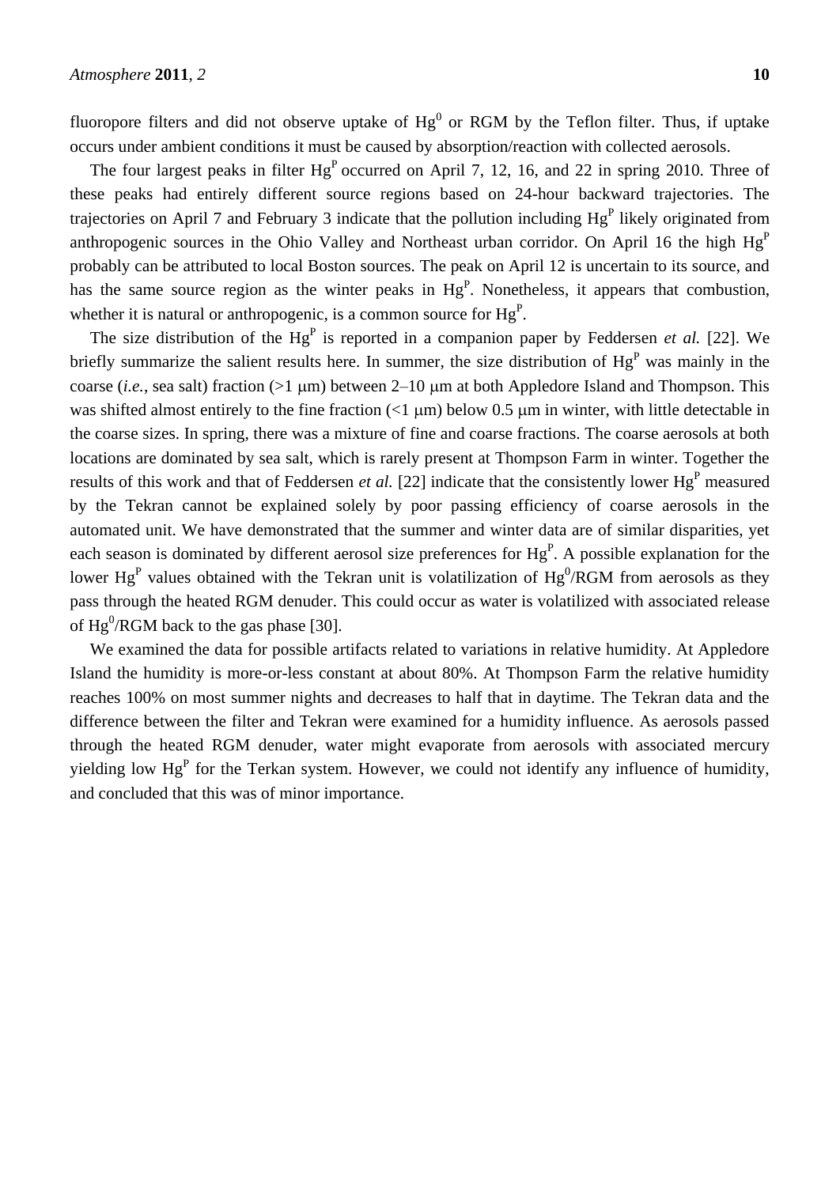fluoropore filters and did not observe uptake of $Hg^0$ or RGM by the Teflon filter. Thus, if uptake occurs under ambient conditions it must be caused by absorption/reaction with collected aerosols.

The four largest peaks in filter $Hg^P$ occurred on April 7, 12, 16, and 22 in spring 2010. Three of these peaks had entirely different source regions based on 24-hour backward trajectories. The trajectories on April 7 and February 3 indicate that the pollution including $Hg^P$ likely originated from anthropogenic sources in the Ohio Valley and Northeast urban corridor. On April 16 the high $Hg^P$ probably can be attributed to local Boston sources. The peak on April 12 is uncertain to its source, and has the same source region as the winter peaks in $Hg^P$. Nonetheless, it appears that combustion, whether it is natural or anthropogenic, is a common source for $Hg^P$.

The size distribution of the $Hg^P$ is reported in a companion paper by Feddersen *et al.* [22]. We briefly summarize the salient results here. In summer, the size distribution of $Hg^P$ was mainly in the coarse (*i.e.*, sea salt) fraction (>1 μm) between 2–10 μm at both Appledore Island and Thompson. This was shifted almost entirely to the fine fraction (<1 μm) below 0.5 μm in winter, with little detectable in the coarse sizes. In spring, there was a mixture of fine and coarse fractions. The coarse aerosols at both locations are dominated by sea salt, which is rarely present at Thompson Farm in winter. Together the results of this work and that of Feddersen *et al.* [22] indicate that the consistently lower $Hg^P$ measured by the Tekran cannot be explained solely by poor passing efficiency of coarse aerosols in the automated unit. We have demonstrated that the summer and winter data are of similar disparities, yet each season is dominated by different aerosol size preferences for $Hg^P$. A possible explanation for the lower $Hg^P$ values obtained with the Tekran unit is volatilization of $Hg^0$/RGM from aerosols as they pass through the heated RGM denuder. This could occur as water is volatilized with associated release of $Hg^0$/RGM back to the gas phase [30].

We examined the data for possible artifacts related to variations in relative humidity. At Appledore Island the humidity is more-or-less constant at about 80%. At Thompson Farm the relative humidity reaches 100% on most summer nights and decreases to half that in daytime. The Tekran data and the difference between the filter and Tekran were examined for a humidity influence. As aerosols passed through the heated RGM denuder, water might evaporate from aerosols with associated mercury yielding low $Hg^P$ for the Terkan system. However, we could not identify any influence of humidity, and concluded that this was of minor importance.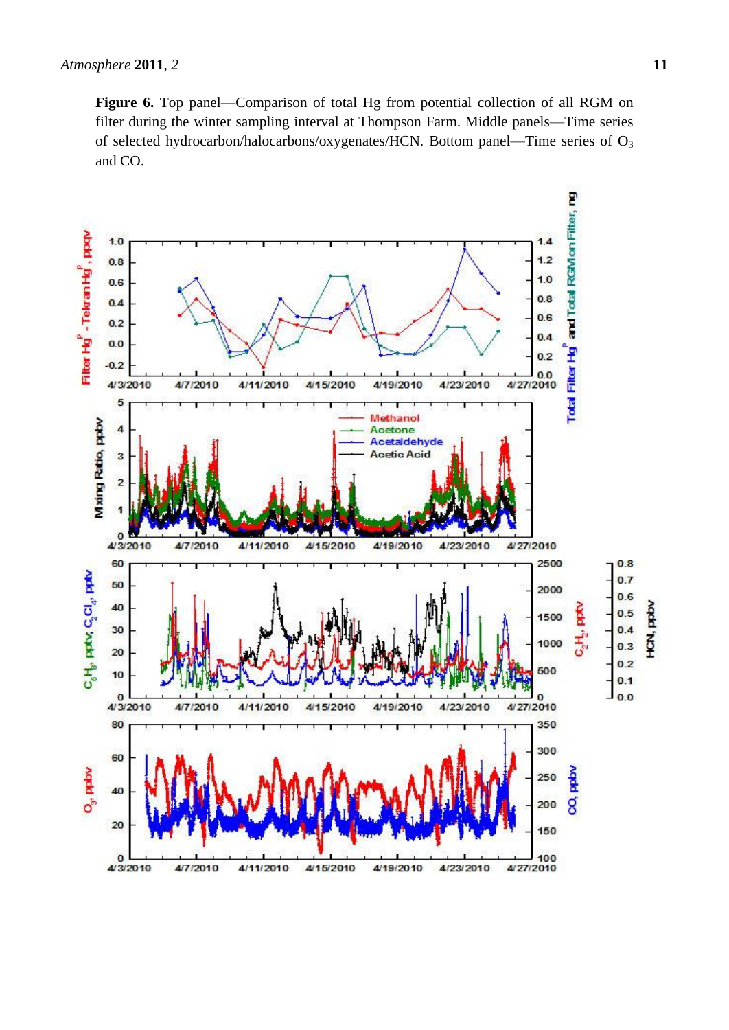**Figure 6.** Top panel—Comparison of total Hg from potential collection of all RGM on filter during the winter sampling interval at Thompson Farm. Middle panels—Time series of selected hydrocarbon/halocarbons/oxygenates/HCN. Bottom panel—Time series of $O_3$ and CO.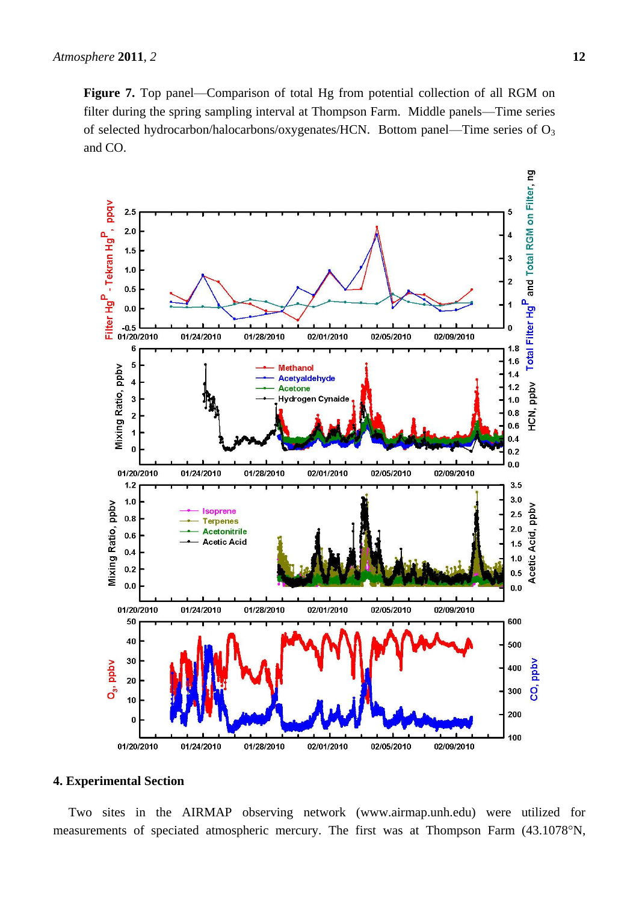**Figure 7.** Top panel—Comparison of total Hg from potential collection of all RGM on filter during the spring sampling interval at Thompson Farm. Middle panels—Time series of selected hydrocarbon/halocarbons/oxygenates/HCN. Bottom panel—Time series of $O_3$ and CO.

## 4. Experimental Section

Two sites in the AIRMAP observing network (www.airmap.unh.edu) were utilized for measurements of speciated atmospheric mercury. The first was at Thompson Farm (43.1078°N,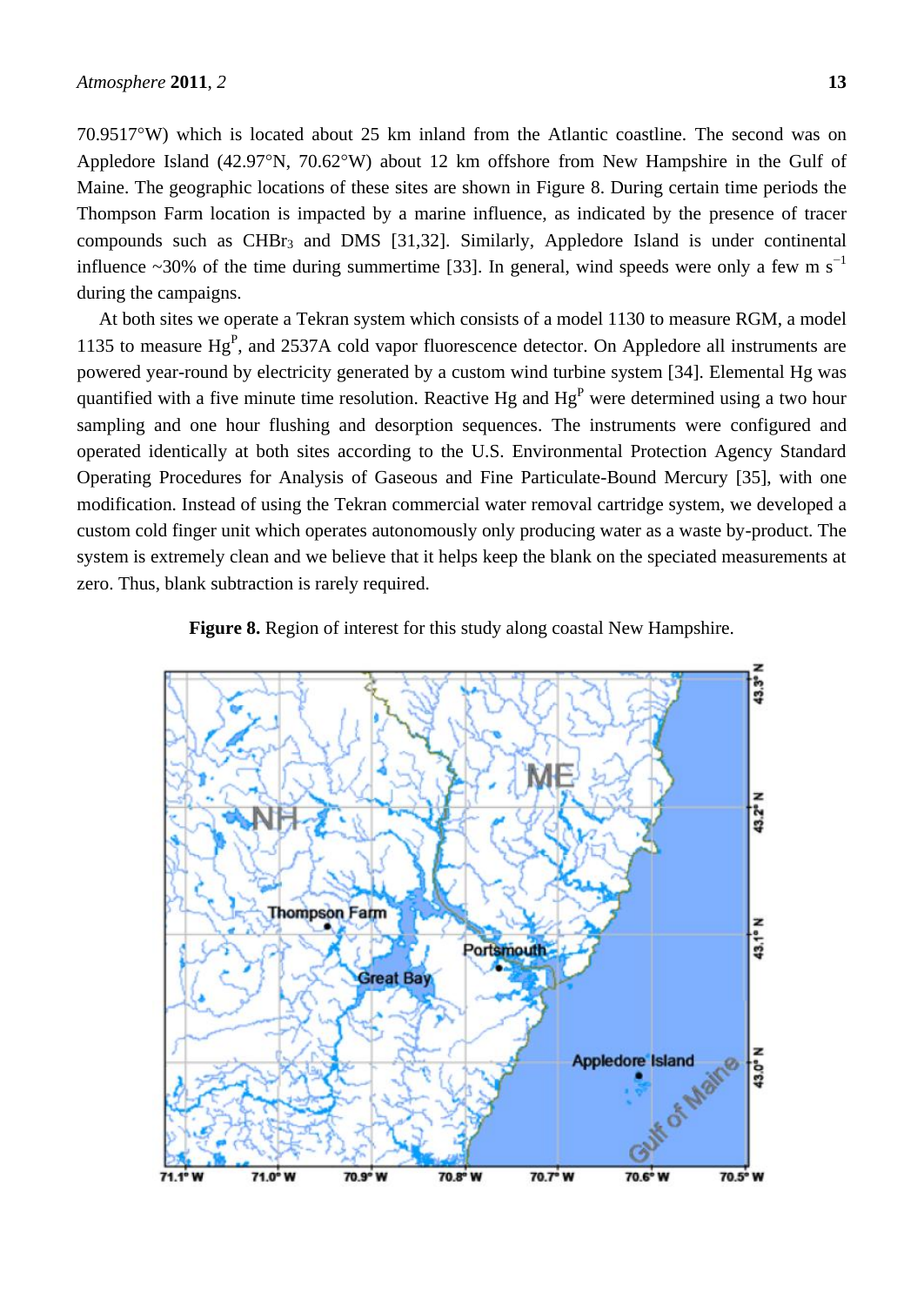70.9517°W) which is located about 25 km inland from the Atlantic coastline. The second was on Appledore Island (42.97°N, 70.62°W) about 12 km offshore from New Hampshire in the Gulf of Maine. The geographic locations of these sites are shown in Figure 8. During certain time periods the Thompson Farm location is impacted by a marine influence, as indicated by the presence of tracer compounds such as $CHBr_3$ and DMS [31,32]. Similarly, Appledore Island is under continental influence ~30% of the time during summertime [33]. In general, wind speeds were only a few m $s^{-1}$ during the campaigns.

At both sites we operate a Tekran system which consists of a model 1130 to measure RGM, a model 1135 to measure $Hg^P$, and 2537A cold vapor fluorescence detector. On Appledore all instruments are powered year-round by electricity generated by a custom wind turbine system [34]. Elemental Hg was quantified with a five minute time resolution. Reactive Hg and $Hg^P$ were determined using a two hour sampling and one hour flushing and desorption sequences. The instruments were configured and operated identically at both sites according to the U.S. Environmental Protection Agency Standard Operating Procedures for Analysis of Gaseous and Fine Particulate-Bound Mercury [35], with one modification. Instead of using the Tekran commercial water removal cartridge system, we developed a custom cold finger unit which operates autonomously only producing water as a waste by-product. The system is extremely clean and we believe that it helps keep the blank on the speciated measurements at zero. Thus, blank subtraction is rarely required.

**Figure 8.** Region of interest for this study along coastal New Hampshire.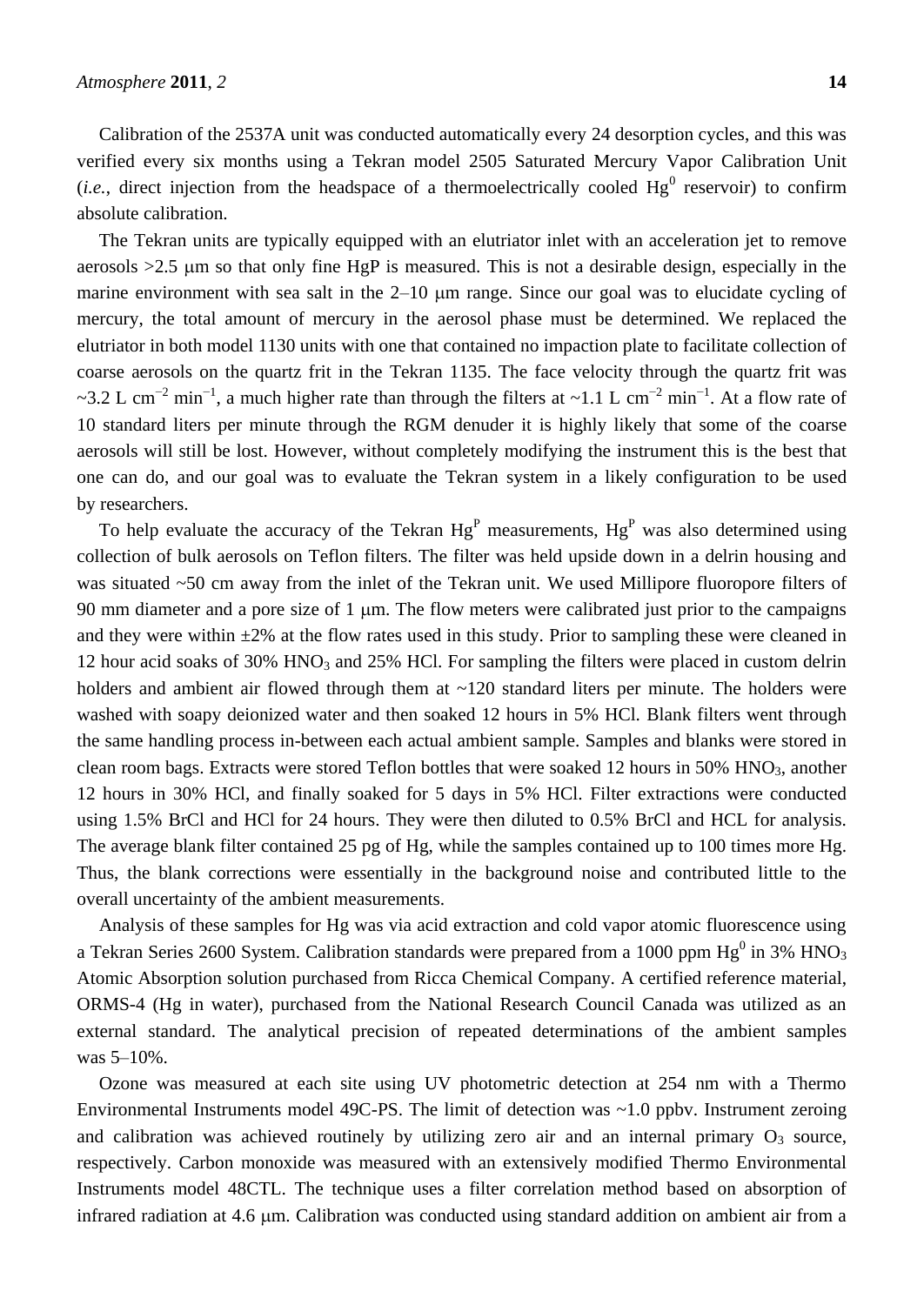Calibration of the 2537A unit was conducted automatically every 24 desorption cycles, and this was verified every six months using a Tekran model 2505 Saturated Mercury Vapor Calibration Unit (*i.e.*, direct injection from the headspace of a thermoelectrically cooled $Hg^0$ reservoir) to confirm absolute calibration.

The Tekran units are typically equipped with an elutriator inlet with an acceleration jet to remove aerosols >2.5 μm so that only fine HgP is measured. This is not a desirable design, especially in the marine environment with sea salt in the 2–10 μm range. Since our goal was to elucidate cycling of mercury, the total amount of mercury in the aerosol phase must be determined. We replaced the elutriator in both model 1130 units with one that contained no impaction plate to facilitate collection of coarse aerosols on the quartz frit in the Tekran 1135. The face velocity through the quartz frit was ~3.2 L $cm^{-2}$ $min^{-1}$, a much higher rate than through the filters at ~1.1 L $cm^{-2}$ $min^{-1}$. At a flow rate of 10 standard liters per minute through the RGM denuder it is highly likely that some of the coarse aerosols will still be lost. However, without completely modifying the instrument this is the best that one can do, and our goal was to evaluate the Tekran system in a likely configuration to be used by researchers.

To help evaluate the accuracy of the Tekran $Hg^P$ measurements, $Hg^P$ was also determined using collection of bulk aerosols on Teflon filters. The filter was held upside down in a delrin housing and was situated ~50 cm away from the inlet of the Tekran unit. We used Millipore fluoropore filters of 90 mm diameter and a pore size of 1 μm. The flow meters were calibrated just prior to the campaigns and they were within ±2% at the flow rates used in this study. Prior to sampling these were cleaned in 12 hour acid soaks of 30% $HNO_3$ and 25% HCl. For sampling the filters were placed in custom delrin holders and ambient air flowed through them at ~120 standard liters per minute. The holders were washed with soapy deionized water and then soaked 12 hours in 5% HCl. Blank filters went through the same handling process in-between each actual ambient sample. Samples and blanks were stored in clean room bags. Extracts were stored Teflon bottles that were soaked 12 hours in 50% $HNO_3$, another 12 hours in 30% HCl, and finally soaked for 5 days in 5% HCl. Filter extractions were conducted using 1.5% BrCl and HCl for 24 hours. They were then diluted to 0.5% BrCl and HCL for analysis. The average blank filter contained 25 pg of Hg, while the samples contained up to 100 times more Hg. Thus, the blank corrections were essentially in the background noise and contributed little to the overall uncertainty of the ambient measurements.

Analysis of these samples for Hg was via acid extraction and cold vapor atomic fluorescence using a Tekran Series 2600 System. Calibration standards were prepared from a 1000 ppm $Hg^0$ in 3% $HNO_3$ Atomic Absorption solution purchased from Ricca Chemical Company. A certified reference material, ORMS-4 (Hg in water), purchased from the National Research Council Canada was utilized as an external standard. The analytical precision of repeated determinations of the ambient samples was 5–10%.

Ozone was measured at each site using UV photometric detection at 254 nm with a Thermo Environmental Instruments model 49C-PS. The limit of detection was ~1.0 ppbv. Instrument zeroing and calibration was achieved routinely by utilizing zero air and an internal primary $O_3$ source, respectively. Carbon monoxide was measured with an extensively modified Thermo Environmental Instruments model 48CTL. The technique uses a filter correlation method based on absorption of infrared radiation at 4.6 μm. Calibration was conducted using standard addition on ambient air from a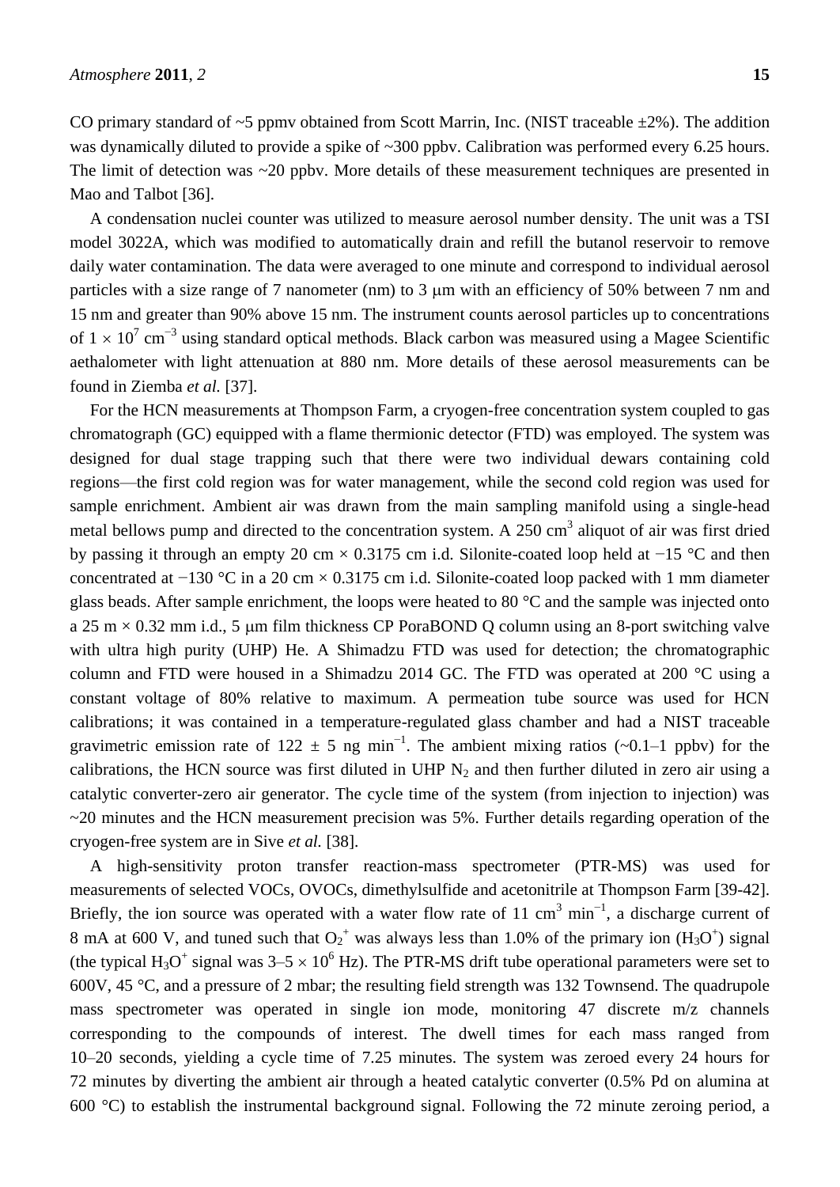CO primary standard of ~5 ppmv obtained from Scott Marrin, Inc. (NIST traceable ±2%). The addition was dynamically diluted to provide a spike of ~300 ppbv. Calibration was performed every 6.25 hours. The limit of detection was ~20 ppbv. More details of these measurement techniques are presented in Mao and Talbot [36].

A condensation nuclei counter was utilized to measure aerosol number density. The unit was a TSI model 3022A, which was modified to automatically drain and refill the butanol reservoir to remove daily water contamination. The data were averaged to one minute and correspond to individual aerosol particles with a size range of 7 nanometer (nm) to 3 μm with an efficiency of 50% between 7 nm and 15 nm and greater than 90% above 15 nm. The instrument counts aerosol particles up to concentrations of $1 \times 10^7$ $cm^{-3}$ using standard optical methods. Black carbon was measured using a Magee Scientific aethalometer with light attenuation at 880 nm. More details of these aerosol measurements can be found in Ziemba *et al.* [37].

For the HCN measurements at Thompson Farm, a cryogen-free concentration system coupled to gas chromatograph (GC) equipped with a flame thermionic detector (FTD) was employed. The system was designed for dual stage trapping such that there were two individual dewars containing cold regions—the first cold region was for water management, while the second cold region was used for sample enrichment. Ambient air was drawn from the main sampling manifold using a single-head metal bellows pump and directed to the concentration system. A 250 $cm^3$ aliquot of air was first dried by passing it through an empty 20 cm × 0.3175 cm i.d. Silonite-coated loop held at −15 °C and then concentrated at −130 °C in a 20 cm × 0.3175 cm i.d. Silonite-coated loop packed with 1 mm diameter glass beads. After sample enrichment, the loops were heated to 80 °C and the sample was injected onto a 25 m × 0.32 mm i.d., 5 μm film thickness CP PoraBOND Q column using an 8-port switching valve with ultra high purity (UHP) He. A Shimadzu FTD was used for detection; the chromatographic column and FTD were housed in a Shimadzu 2014 GC. The FTD was operated at 200 °C using a constant voltage of 80% relative to maximum. A permeation tube source was used for HCN calibrations; it was contained in a temperature-regulated glass chamber and had a NIST traceable gravimetric emission rate of 122 ± 5 ng $min^{-1}$. The ambient mixing ratios (~0.1–1 ppbv) for the calibrations, the HCN source was first diluted in UHP $N_2$ and then further diluted in zero air using a catalytic converter-zero air generator. The cycle time of the system (from injection to injection) was ~20 minutes and the HCN measurement precision was 5%. Further details regarding operation of the cryogen-free system are in Sive *et al.* [38].

A high-sensitivity proton transfer reaction-mass spectrometer (PTR-MS) was used for measurements of selected VOCs, OVOCs, dimethylsulfide and acetonitrile at Thompson Farm [39-42]. Briefly, the ion source was operated with a water flow rate of 11 $cm^3$ $min^{-1}$, a discharge current of 8 mA at 600 V, and tuned such that $O_2^+$ was always less than 1.0% of the primary ion ($H_3O^+$) signal (the typical $H_3O^+$ signal was 3–5 × $10^6$ Hz). The PTR-MS drift tube operational parameters were set to 600V, 45 °C, and a pressure of 2 mbar; the resulting field strength was 132 Townsend. The quadrupole mass spectrometer was operated in single ion mode, monitoring 47 discrete m/z channels corresponding to the compounds of interest. The dwell times for each mass ranged from 10–20 seconds, yielding a cycle time of 7.25 minutes. The system was zeroed every 24 hours for 72 minutes by diverting the ambient air through a heated catalytic converter (0.5% Pd on alumina at 600 °C) to establish the instrumental background signal. Following the 72 minute zeroing period, a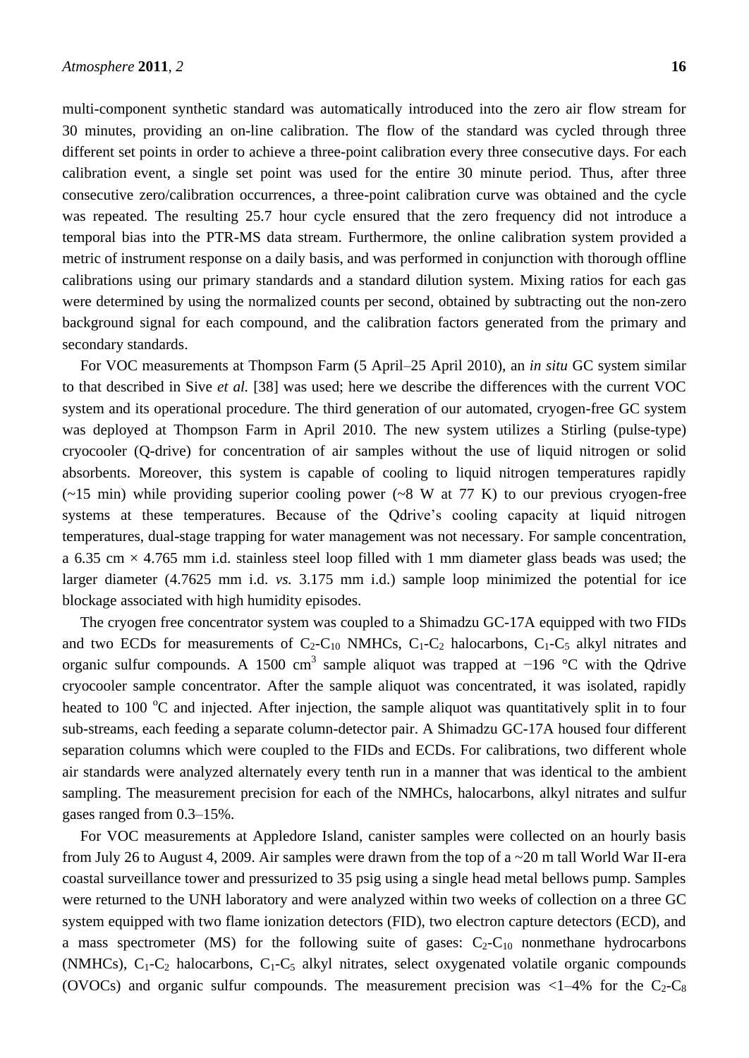multi-component synthetic standard was automatically introduced into the zero air flow stream for 30 minutes, providing an on-line calibration. The flow of the standard was cycled through three different set points in order to achieve a three-point calibration every three consecutive days. For each calibration event, a single set point was used for the entire 30 minute period. Thus, after three consecutive zero/calibration occurrences, a three-point calibration curve was obtained and the cycle was repeated. The resulting 25.7 hour cycle ensured that the zero frequency did not introduce a temporal bias into the PTR-MS data stream. Furthermore, the online calibration system provided a metric of instrument response on a daily basis, and was performed in conjunction with thorough offline calibrations using our primary standards and a standard dilution system. Mixing ratios for each gas were determined by using the normalized counts per second, obtained by subtracting out the non-zero background signal for each compound, and the calibration factors generated from the primary and secondary standards.

For VOC measurements at Thompson Farm (5 April–25 April 2010), an *in situ* GC system similar to that described in Sive *et al.* [38] was used; here we describe the differences with the current VOC system and its operational procedure. The third generation of our automated, cryogen-free GC system was deployed at Thompson Farm in April 2010. The new system utilizes a Stirling (pulse-type) cryocooler (Q-drive) for concentration of air samples without the use of liquid nitrogen or solid absorbents. Moreover, this system is capable of cooling to liquid nitrogen temperatures rapidly (~15 min) while providing superior cooling power (~8 W at 77 K) to our previous cryogen-free systems at these temperatures. Because of the Qdrive's cooling capacity at liquid nitrogen temperatures, dual-stage trapping for water management was not necessary. For sample concentration, a 6.35 cm × 4.765 mm i.d. stainless steel loop filled with 1 mm diameter glass beads was used; the larger diameter (4.7625 mm i.d. *vs.* 3.175 mm i.d.) sample loop minimized the potential for ice blockage associated with high humidity episodes.

The cryogen free concentrator system was coupled to a Shimadzu GC-17A equipped with two FIDs and two ECDs for measurements of $C_2$-$C_{10}$ NMHCs, $C_1$-$C_2$ halocarbons, $C_1$-$C_5$ alkyl nitrates and organic sulfur compounds. A 1500 $cm^3$ sample aliquot was trapped at −196 °C with the Qdrive cryocooler sample concentrator. After the sample aliquot was concentrated, it was isolated, rapidly heated to 100 °C and injected. After injection, the sample aliquot was quantitatively split in to four sub-streams, each feeding a separate column-detector pair. A Shimadzu GC-17A housed four different separation columns which were coupled to the FIDs and ECDs. For calibrations, two different whole air standards were analyzed alternately every tenth run in a manner that was identical to the ambient sampling. The measurement precision for each of the NMHCs, halocarbons, alkyl nitrates and sulfur gases ranged from 0.3–15%.

For VOC measurements at Appledore Island, canister samples were collected on an hourly basis from July 26 to August 4, 2009. Air samples were drawn from the top of a ~20 m tall World War II-era coastal surveillance tower and pressurized to 35 psig using a single head metal bellows pump. Samples were returned to the UNH laboratory and were analyzed within two weeks of collection on a three GC system equipped with two flame ionization detectors (FID), two electron capture detectors (ECD), and a mass spectrometer (MS) for the following suite of gases: $C_2$-$C_{10}$ nonmethane hydrocarbons (NMHCs), $C_1$-$C_2$ halocarbons, $C_1$-$C_5$ alkyl nitrates, select oxygenated volatile organic compounds (OVOCs) and organic sulfur compounds. The measurement precision was <1–4% for the $C_2$-$C_8$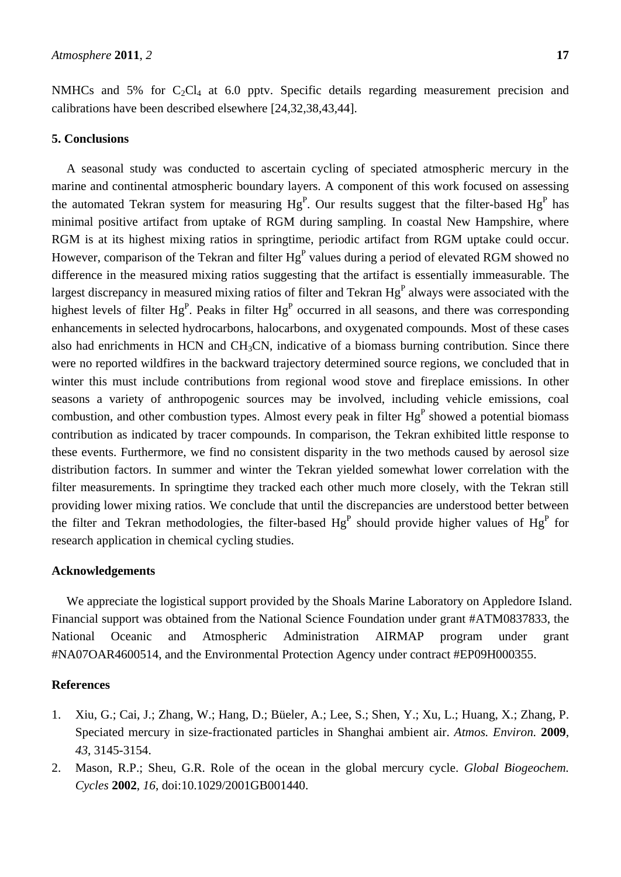NMHCs and 5% for $C_2Cl_4$ at 6.0 pptv. Specific details regarding measurement precision and calibrations have been described elsewhere [24,32,38,43,44].

## 5. Conclusions

A seasonal study was conducted to ascertain cycling of speciated atmospheric mercury in the marine and continental atmospheric boundary layers. A component of this work focused on assessing the automated Tekran system for measuring $Hg^P$. Our results suggest that the filter-based $Hg^P$ has minimal positive artifact from uptake of RGM during sampling. In coastal New Hampshire, where RGM is at its highest mixing ratios in springtime, periodic artifact from RGM uptake could occur. However, comparison of the Tekran and filter $Hg^P$ values during a period of elevated RGM showed no difference in the measured mixing ratios suggesting that the artifact is essentially immeasurable. The largest discrepancy in measured mixing ratios of filter and Tekran $Hg^P$ always were associated with the highest levels of filter $Hg^P$. Peaks in filter $Hg^P$ occurred in all seasons, and there was corresponding enhancements in selected hydrocarbons, halocarbons, and oxygenated compounds. Most of these cases also had enrichments in HCN and $CH_3CN$, indicative of a biomass burning contribution. Since there were no reported wildfires in the backward trajectory determined source regions, we concluded that in winter this must include contributions from regional wood stove and fireplace emissions. In other seasons a variety of anthropogenic sources may be involved, including vehicle emissions, coal combustion, and other combustion types. Almost every peak in filter $Hg^P$ showed a potential biomass contribution as indicated by tracer compounds. In comparison, the Tekran exhibited little response to these events. Furthermore, we find no consistent disparity in the two methods caused by aerosol size distribution factors. In summer and winter the Tekran yielded somewhat lower correlation with the filter measurements. In springtime they tracked each other much more closely, with the Tekran still providing lower mixing ratios. We conclude that until the discrepancies are understood better between the filter and Tekran methodologies, the filter-based $Hg^P$ should provide higher values of $Hg^P$ for research application in chemical cycling studies.

## Acknowledgements

We appreciate the logistical support provided by the Shoals Marine Laboratory on Appledore Island. Financial support was obtained from the National Science Foundation under grant #ATM0837833, the National Oceanic and Atmospheric Administration AIRMAP program under grant #NA07OAR4600514, and the Environmental Protection Agency under contract #EP09H000355.

## References

1. Xiu, G.; Cai, J.; Zhang, W.; Hang, D.; Büeler, A.; Lee, S.; Shen, Y.; Xu, L.; Huang, X.; Zhang, P. Speciated mercury in size-fractionated particles in Shanghai ambient air. *Atmos. Environ.* **2009**, *43*, 3145-3154.
2. Mason, R.P.; Sheu, G.R. Role of the ocean in the global mercury cycle. *Global Biogeochem. Cycles* **2002**, *16*, doi:10.1029/2001GB001440.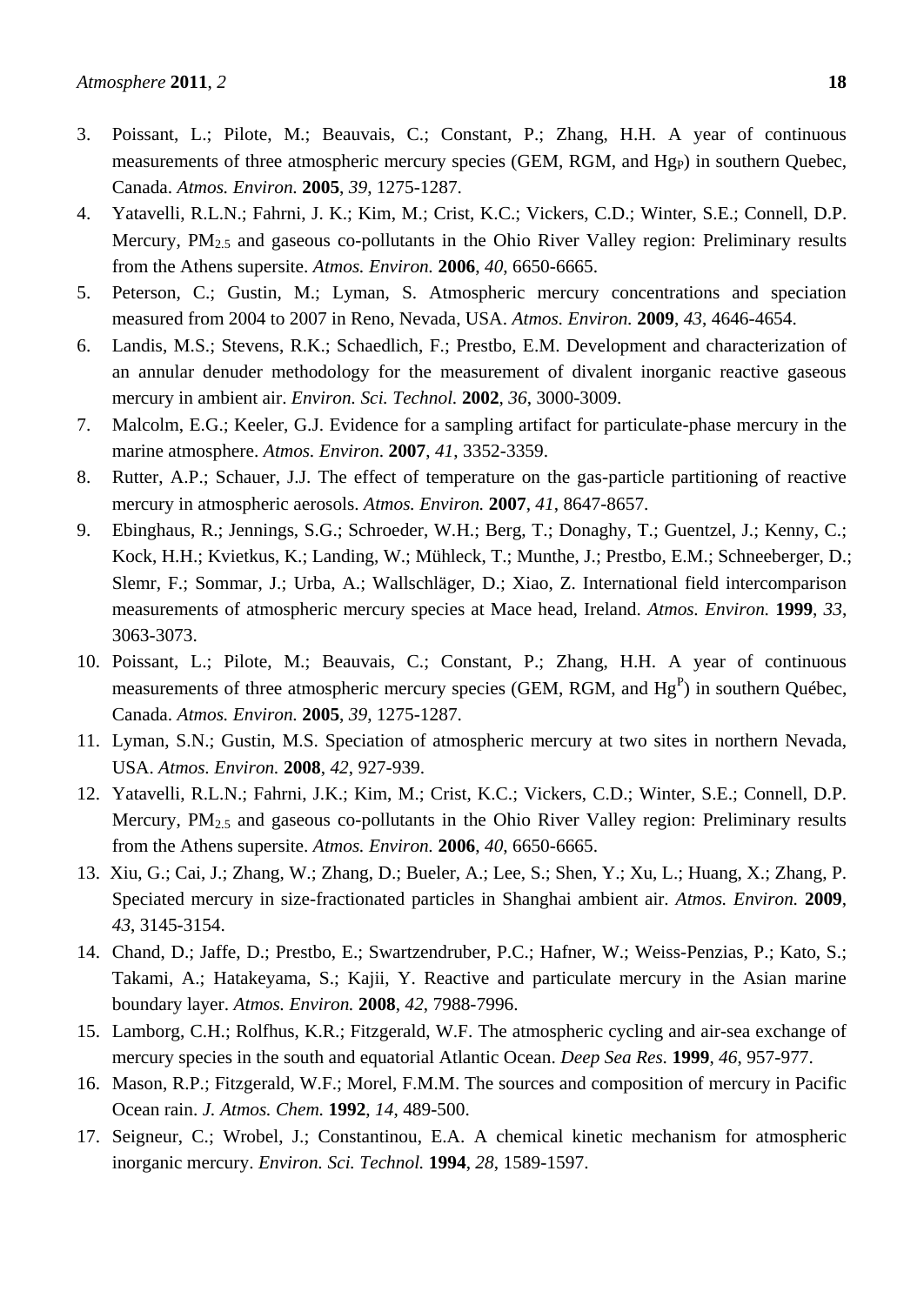3. Poissant, L.; Pilote, M.; Beauvais, C.; Constant, P.; Zhang, H.H. A year of continuous measurements of three atmospheric mercury species (GEM, RGM, and $Hg_P$) in southern Quebec, Canada. *Atmos. Environ.* **2005**, *39*, 1275-1287.
4. Yatavelli, R.L.N.; Fahrni, J. K.; Kim, M.; Crist, K.C.; Vickers, C.D.; Winter, S.E.; Connell, D.P. Mercury, $PM_{2.5}$ and gaseous co-pollutants in the Ohio River Valley region: Preliminary results from the Athens supersite. *Atmos. Environ.* **2006**, *40*, 6650-6665.
5. Peterson, C.; Gustin, M.; Lyman, S. Atmospheric mercury concentrations and speciation measured from 2004 to 2007 in Reno, Nevada, USA. *Atmos. Environ.* **2009**, *43*, 4646-4654.
6. Landis, M.S.; Stevens, R.K.; Schaedlich, F.; Prestbo, E.M. Development and characterization of an annular denuder methodology for the measurement of divalent inorganic reactive gaseous mercury in ambient air. *Environ. Sci. Technol.* **2002**, *36*, 3000-3009.
7. Malcolm, E.G.; Keeler, G.J. Evidence for a sampling artifact for particulate-phase mercury in the marine atmosphere. *Atmos. Environ.* **2007**, *41*, 3352-3359.
8. Rutter, A.P.; Schauer, J.J. The effect of temperature on the gas-particle partitioning of reactive mercury in atmospheric aerosols. *Atmos. Environ.* **2007**, *41*, 8647-8657.
9. Ebinghaus, R.; Jennings, S.G.; Schroeder, W.H.; Berg, T.; Donaghy, T.; Guentzel, J.; Kenny, C.; Kock, H.H.; Kvietkus, K.; Landing, W.; Mühleck, T.; Munthe, J.; Prestbo, E.M.; Schneeberger, D.; Slemr, F.; Sommar, J.; Urba, A.; Wallschläger, D.; Xiao, Z. International field intercomparison measurements of atmospheric mercury species at Mace head, Ireland. *Atmos. Environ.* **1999**, *33*, 3063-3073.
10. Poissant, L.; Pilote, M.; Beauvais, C.; Constant, P.; Zhang, H.H. A year of continuous measurements of three atmospheric mercury species (GEM, RGM, and $Hg^P$) in southern Québec, Canada. *Atmos. Environ.* **2005**, *39*, 1275-1287.
11. Lyman, S.N.; Gustin, M.S. Speciation of atmospheric mercury at two sites in northern Nevada, USA. *Atmos. Environ.* **2008**, *42*, 927-939.
12. Yatavelli, R.L.N.; Fahrni, J.K.; Kim, M.; Crist, K.C.; Vickers, C.D.; Winter, S.E.; Connell, D.P. Mercury, $PM_{2.5}$ and gaseous co-pollutants in the Ohio River Valley region: Preliminary results from the Athens supersite. *Atmos. Environ.* **2006**, *40*, 6650-6665.
13. Xiu, G.; Cai, J.; Zhang, W.; Zhang, D.; Bueler, A.; Lee, S.; Shen, Y.; Xu, L.; Huang, X.; Zhang, P. Speciated mercury in size-fractionated particles in Shanghai ambient air. *Atmos. Environ.* **2009**, *43*, 3145-3154.
14. Chand, D.; Jaffe, D.; Prestbo, E.; Swartzendruber, P.C.; Hafner, W.; Weiss-Penzias, P.; Kato, S.; Takami, A.; Hatakeyama, S.; Kajii, Y. Reactive and particulate mercury in the Asian marine boundary layer. *Atmos. Environ.* **2008**, *42*, 7988-7996.
15. Lamborg, C.H.; Rolfhus, K.R.; Fitzgerald, W.F. The atmospheric cycling and air-sea exchange of mercury species in the south and equatorial Atlantic Ocean. *Deep Sea Res.* **1999**, *46*, 957-977.
16. Mason, R.P.; Fitzgerald, W.F.; Morel, F.M.M. The sources and composition of mercury in Pacific Ocean rain. *J. Atmos. Chem.* **1992**, *14*, 489-500.
17. Seigneur, C.; Wrobel, J.; Constantinou, E.A. A chemical kinetic mechanism for atmospheric inorganic mercury. *Environ. Sci. Technol.* **1994**, *28*, 1589-1597.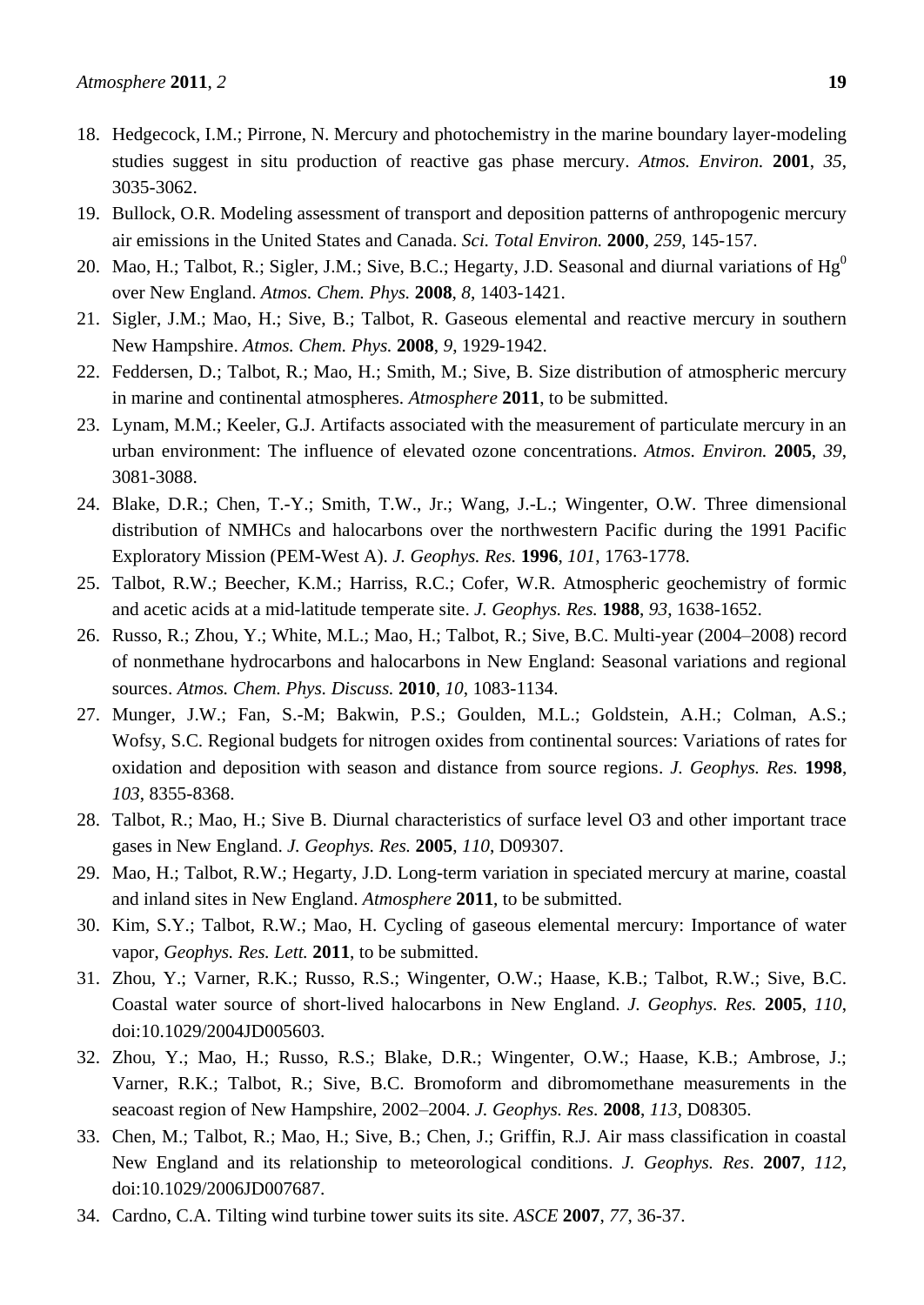18. Hedgecock, I.M.; Pirrone, N. Mercury and photochemistry in the marine boundary layer-modeling studies suggest in situ production of reactive gas phase mercury. *Atmos. Environ.* **2001**, *35*, 3035-3062.
19. Bullock, O.R. Modeling assessment of transport and deposition patterns of anthropogenic mercury air emissions in the United States and Canada. *Sci. Total Environ.* **2000**, *259*, 145-157.
20. Mao, H.; Talbot, R.; Sigler, J.M.; Sive, B.C.; Hegarty, J.D. Seasonal and diurnal variations of $Hg^0$ over New England. *Atmos. Chem. Phys.* **2008**, *8*, 1403-1421.
21. Sigler, J.M.; Mao, H.; Sive, B.; Talbot, R. Gaseous elemental and reactive mercury in southern New Hampshire. *Atmos. Chem. Phys.* **2008**, *9*, 1929-1942.
22. Feddersen, D.; Talbot, R.; Mao, H.; Smith, M.; Sive, B. Size distribution of atmospheric mercury in marine and continental atmospheres. *Atmosphere* **2011**, to be submitted.
23. Lynam, M.M.; Keeler, G.J. Artifacts associated with the measurement of particulate mercury in an urban environment: The influence of elevated ozone concentrations. *Atmos. Environ.* **2005**, *39*, 3081-3088.
24. Blake, D.R.; Chen, T.-Y.; Smith, T.W., Jr.; Wang, J.-L.; Wingenter, O.W. Three dimensional distribution of NMHCs and halocarbons over the northwestern Pacific during the 1991 Pacific Exploratory Mission (PEM-West A). *J. Geophys. Res.* **1996**, *101*, 1763-1778.
25. Talbot, R.W.; Beecher, K.M.; Harriss, R.C.; Cofer, W.R. Atmospheric geochemistry of formic and acetic acids at a mid-latitude temperate site. *J. Geophys. Res.* **1988**, *93*, 1638-1652.
26. Russo, R.; Zhou, Y.; White, M.L.; Mao, H.; Talbot, R.; Sive, B.C. Multi-year (2004–2008) record of nonmethane hydrocarbons and halocarbons in New England: Seasonal variations and regional sources. *Atmos. Chem. Phys. Discuss.* **2010**, *10*, 1083-1134.
27. Munger, J.W.; Fan, S.-M; Bakwin, P.S.; Goulden, M.L.; Goldstein, A.H.; Colman, A.S.; Wofsy, S.C. Regional budgets for nitrogen oxides from continental sources: Variations of rates for oxidation and deposition with season and distance from source regions. *J. Geophys. Res.* **1998**, *103*, 8355-8368.
28. Talbot, R.; Mao, H.; Sive B. Diurnal characteristics of surface level O3 and other important trace gases in New England. *J. Geophys. Res.* **2005**, *110*, D09307.
29. Mao, H.; Talbot, R.W.; Hegarty, J.D. Long-term variation in speciated mercury at marine, coastal and inland sites in New England. *Atmosphere* **2011**, to be submitted.
30. Kim, S.Y.; Talbot, R.W.; Mao, H. Cycling of gaseous elemental mercury: Importance of water vapor, *Geophys. Res. Lett.* **2011**, to be submitted.
31. Zhou, Y.; Varner, R.K.; Russo, R.S.; Wingenter, O.W.; Haase, K.B.; Talbot, R.W.; Sive, B.C. Coastal water source of short-lived halocarbons in New England. *J. Geophys. Res.* **2005**, *110*, doi:10.1029/2004JD005603.
32. Zhou, Y.; Mao, H.; Russo, R.S.; Blake, D.R.; Wingenter, O.W.; Haase, K.B.; Ambrose, J.; Varner, R.K.; Talbot, R.; Sive, B.C. Bromoform and dibromomethane measurements in the seacoast region of New Hampshire, 2002–2004. *J. Geophys. Res.* **2008**, *113*, D08305.
33. Chen, M.; Talbot, R.; Mao, H.; Sive, B.; Chen, J.; Griffin, R.J. Air mass classification in coastal New England and its relationship to meteorological conditions. *J. Geophys. Res*. **2007**, *112*, doi:10.1029/2006JD007687.
34. Cardno, C.A. Tilting wind turbine tower suits its site. *ASCE* **2007**, *77*, 36-37.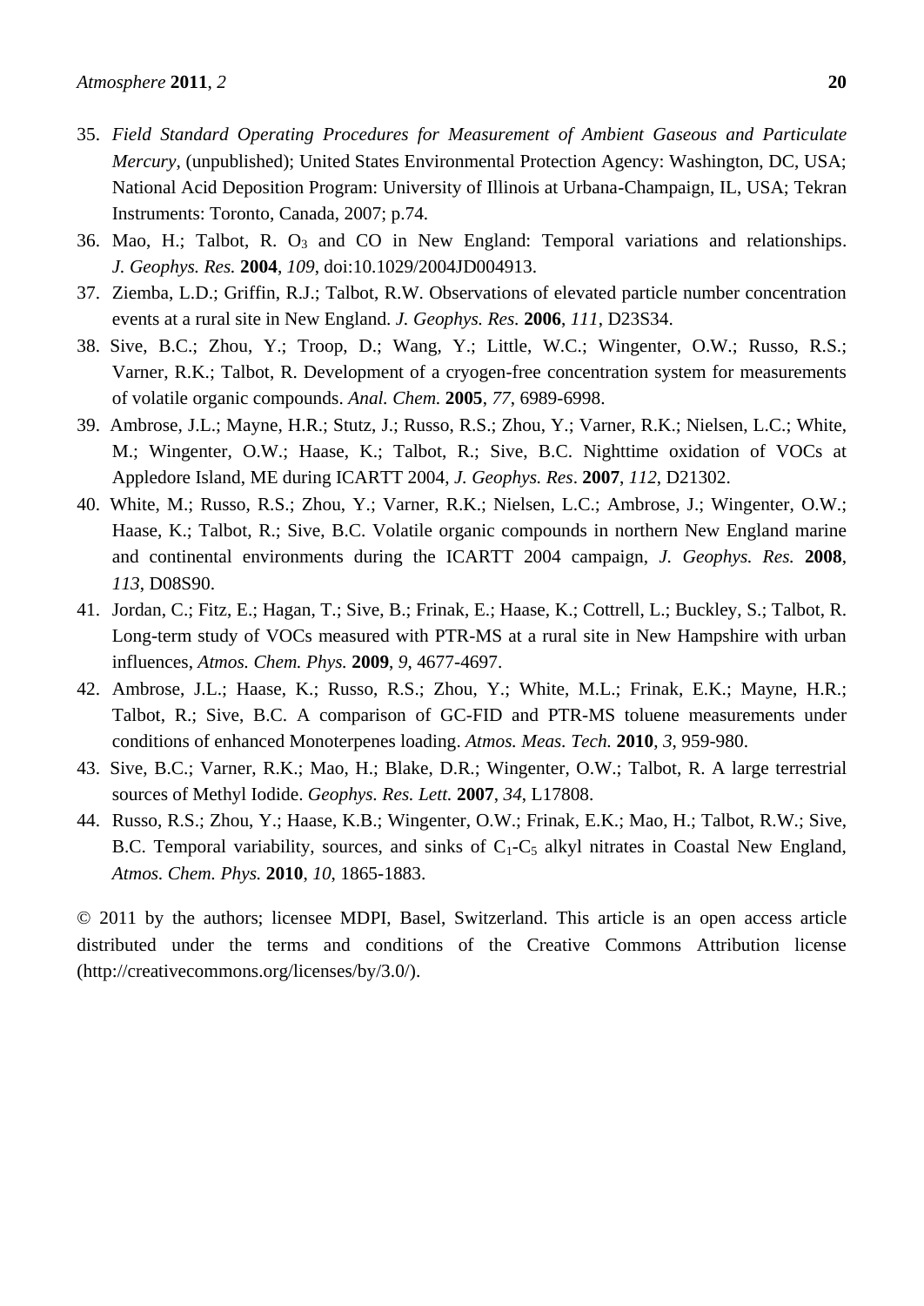35. *Field Standard Operating Procedures for Measurement of Ambient Gaseous and Particulate Mercury*, (unpublished); United States Environmental Protection Agency: Washington, DC, USA; National Acid Deposition Program: University of Illinois at Urbana-Champaign, IL, USA; Tekran Instruments: Toronto, Canada, 2007; p.74.
36. Mao, H.; Talbot, R. $O_3$ and CO in New England: Temporal variations and relationships. *J. Geophys. Res.* **2004**, *109*, doi:10.1029/2004JD004913.
37. Ziemba, L.D.; Griffin, R.J.; Talbot, R.W. Observations of elevated particle number concentration events at a rural site in New England. *J. Geophys. Res.* **2006**, *111*, D23S34.
38. Sive, B.C.; Zhou, Y.; Troop, D.; Wang, Y.; Little, W.C.; Wingenter, O.W.; Russo, R.S.; Varner, R.K.; Talbot, R. Development of a cryogen-free concentration system for measurements of volatile organic compounds. *Anal. Chem.* **2005**, *77*, 6989-6998.
39. Ambrose, J.L.; Mayne, H.R.; Stutz, J.; Russo, R.S.; Zhou, Y.; Varner, R.K.; Nielsen, L.C.; White, M.; Wingenter, O.W.; Haase, K.; Talbot, R.; Sive, B.C. Nighttime oxidation of VOCs at Appledore Island, ME during ICARTT 2004, *J. Geophys. Res*. **2007**, *112*, D21302.
40. White, M.; Russo, R.S.; Zhou, Y.; Varner, R.K.; Nielsen, L.C.; Ambrose, J.; Wingenter, O.W.; Haase, K.; Talbot, R.; Sive, B.C. Volatile organic compounds in northern New England marine and continental environments during the ICARTT 2004 campaign, *J. Geophys. Res.* **2008**, *113*, D08S90.
41. Jordan, C.; Fitz, E.; Hagan, T.; Sive, B.; Frinak, E.; Haase, K.; Cottrell, L.; Buckley, S.; Talbot, R. Long-term study of VOCs measured with PTR-MS at a rural site in New Hampshire with urban influences, *Atmos. Chem. Phys.* **2009**, *9*, 4677-4697.
42. Ambrose, J.L.; Haase, K.; Russo, R.S.; Zhou, Y.; White, M.L.; Frinak, E.K.; Mayne, H.R.; Talbot, R.; Sive, B.C. A comparison of GC-FID and PTR-MS toluene measurements under conditions of enhanced Monoterpenes loading. *Atmos. Meas. Tech.* **2010**, *3*, 959-980.
43. Sive, B.C.; Varner, R.K.; Mao, H.; Blake, D.R.; Wingenter, O.W.; Talbot, R. A large terrestrial sources of Methyl Iodide. *Geophys. Res. Lett.* **2007**, *34*, L17808.
44. Russo, R.S.; Zhou, Y.; Haase, K.B.; Wingenter, O.W.; Frinak, E.K.; Mao, H.; Talbot, R.W.; Sive, B.C. Temporal variability, sources, and sinks of $C_1$-$C_5$ alkyl nitrates in Coastal New England, *Atmos. Chem. Phys.* **2010**, *10*, 1865-1883.

© 2011 by the authors; licensee MDPI, Basel, Switzerland. This article is an open access article distributed under the terms and conditions of the Creative Commons Attribution license (http://creativecommons.org/licenses/by/3.0/).